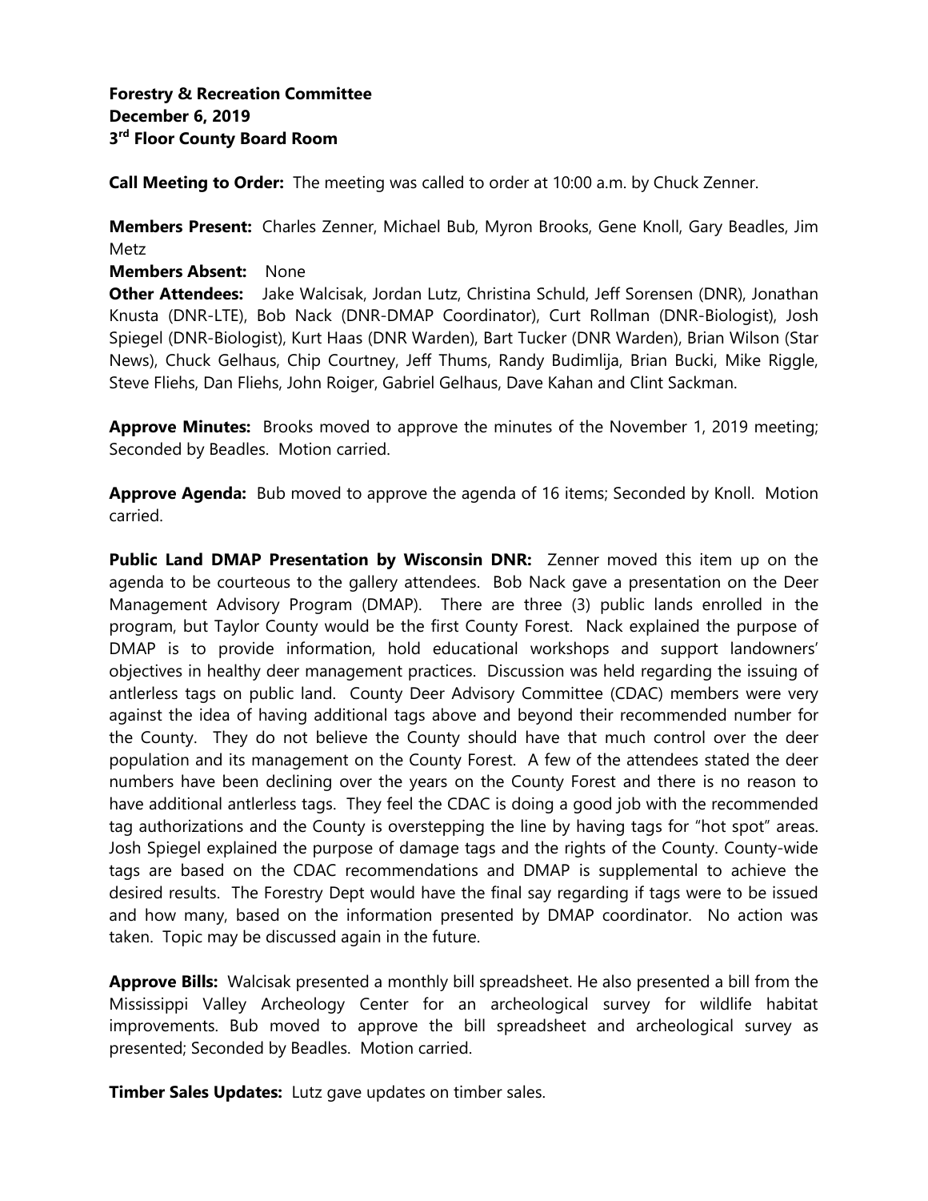**Forestry & Recreation Committee**
**December 6, 2019**
**3rd Floor County Board Room**

**Call Meeting to Order:** The meeting was called to order at 10:00 a.m. by Chuck Zenner.

**Members Present:** Charles Zenner, Michael Bub, Myron Brooks, Gene Knoll, Gary Beadles, Jim Metz

**Members Absent:** None

**Other Attendees:** Jake Walcisak, Jordan Lutz, Christina Schuld, Jeff Sorensen (DNR), Jonathan Knusta (DNR-LTE), Bob Nack (DNR-DMAP Coordinator), Curt Rollman (DNR-Biologist), Josh Spiegel (DNR-Biologist), Kurt Haas (DNR Warden), Bart Tucker (DNR Warden), Brian Wilson (Star News), Chuck Gelhaus, Chip Courtney, Jeff Thums, Randy Budimlija, Brian Bucki, Mike Riggle, Steve Fliehs, Dan Fliehs, John Roiger, Gabriel Gelhaus, Dave Kahan and Clint Sackman.

**Approve Minutes:** Brooks moved to approve the minutes of the November 1, 2019 meeting; Seconded by Beadles. Motion carried.

**Approve Agenda:** Bub moved to approve the agenda of 16 items; Seconded by Knoll. Motion carried.

**Public Land DMAP Presentation by Wisconsin DNR:** Zenner moved this item up on the agenda to be courteous to the gallery attendees. Bob Nack gave a presentation on the Deer Management Advisory Program (DMAP). There are three (3) public lands enrolled in the program, but Taylor County would be the first County Forest. Nack explained the purpose of DMAP is to provide information, hold educational workshops and support landowners' objectives in healthy deer management practices. Discussion was held regarding the issuing of antlerless tags on public land. County Deer Advisory Committee (CDAC) members were very against the idea of having additional tags above and beyond their recommended number for the County. They do not believe the County should have that much control over the deer population and its management on the County Forest. A few of the attendees stated the deer numbers have been declining over the years on the County Forest and there is no reason to have additional antlerless tags. They feel the CDAC is doing a good job with the recommended tag authorizations and the County is overstepping the line by having tags for "hot spot" areas. Josh Spiegel explained the purpose of damage tags and the rights of the County. County-wide tags are based on the CDAC recommendations and DMAP is supplemental to achieve the desired results. The Forestry Dept would have the final say regarding if tags were to be issued and how many, based on the information presented by DMAP coordinator. No action was taken. Topic may be discussed again in the future.

**Approve Bills:** Walcisak presented a monthly bill spreadsheet. He also presented a bill from the Mississippi Valley Archeology Center for an archeological survey for wildlife habitat improvements. Bub moved to approve the bill spreadsheet and archeological survey as presented; Seconded by Beadles. Motion carried.

**Timber Sales Updates:** Lutz gave updates on timber sales.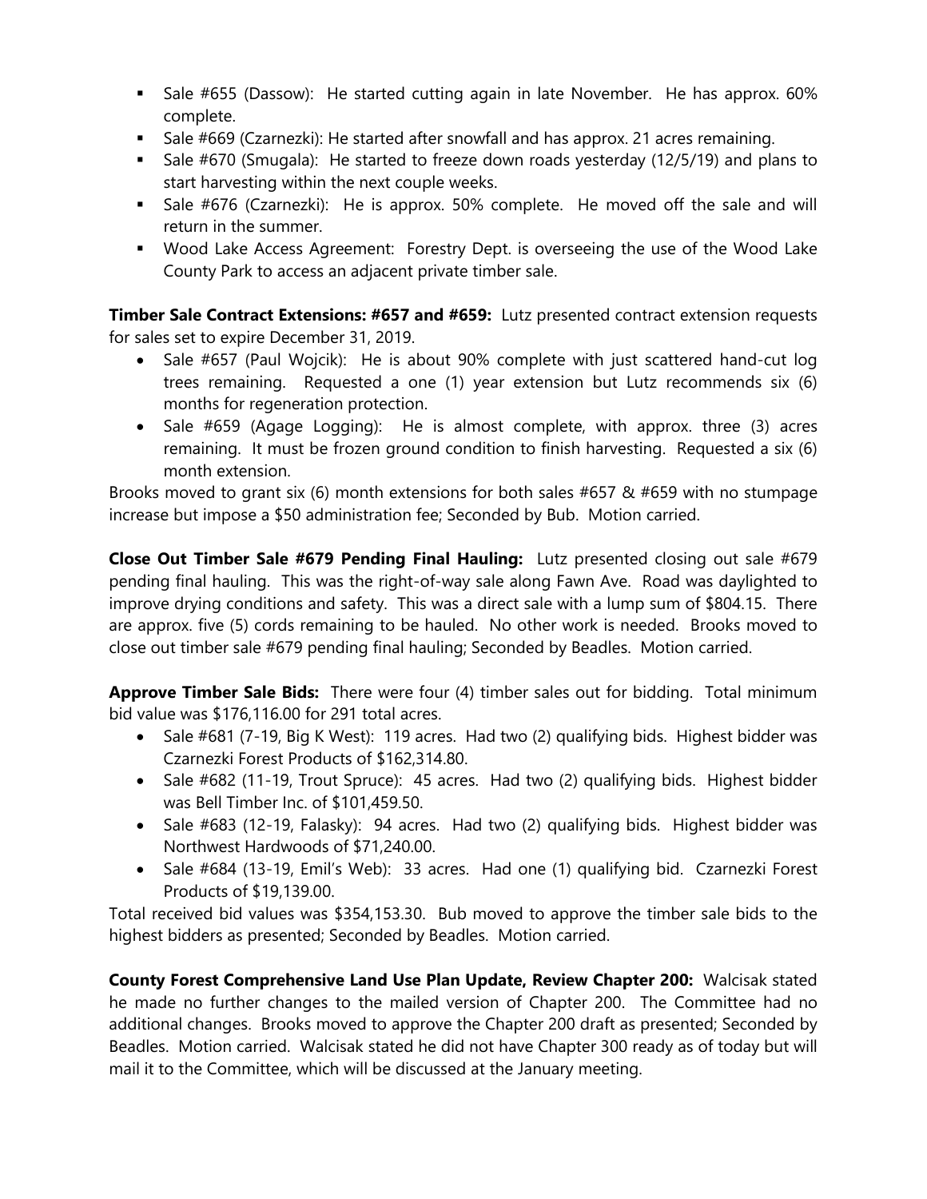- Sale #655 (Dassow): He started cutting again in late November. He has approx. 60% complete.
- Sale #669 (Czarnezki): He started after snowfall and has approx. 21 acres remaining.
- Sale #670 (Smugala): He started to freeze down roads yesterday (12/5/19) and plans to start harvesting within the next couple weeks.
- Sale #676 (Czarnezki): He is approx. 50% complete. He moved off the sale and will return in the summer.
- Wood Lake Access Agreement: Forestry Dept. is overseeing the use of the Wood Lake County Park to access an adjacent private timber sale.

**Timber Sale Contract Extensions: #657 and #659:** Lutz presented contract extension requests for sales set to expire December 31, 2019.

- Sale #657 (Paul Wojcik): He is about 90% complete with just scattered hand-cut log trees remaining. Requested a one (1) year extension but Lutz recommends six (6) months for regeneration protection.
- Sale #659 (Agage Logging): He is almost complete, with approx. three (3) acres remaining. It must be frozen ground condition to finish harvesting. Requested a six (6) month extension.

Brooks moved to grant six (6) month extensions for both sales #657 & #659 with no stumpage increase but impose a $50 administration fee; Seconded by Bub. Motion carried.

**Close Out Timber Sale #679 Pending Final Hauling:** Lutz presented closing out sale #679 pending final hauling. This was the right-of-way sale along Fawn Ave. Road was daylighted to improve drying conditions and safety. This was a direct sale with a lump sum of $804.15. There are approx. five (5) cords remaining to be hauled. No other work is needed. Brooks moved to close out timber sale #679 pending final hauling; Seconded by Beadles. Motion carried.

**Approve Timber Sale Bids:** There were four (4) timber sales out for bidding. Total minimum bid value was $176,116.00 for 291 total acres.

- Sale #681 (7-19, Big K West): 119 acres. Had two (2) qualifying bids. Highest bidder was Czarnezki Forest Products of $162,314.80.
- Sale #682 (11-19, Trout Spruce): 45 acres. Had two (2) qualifying bids. Highest bidder was Bell Timber Inc. of $101,459.50.
- Sale #683 (12-19, Falasky): 94 acres. Had two (2) qualifying bids. Highest bidder was Northwest Hardwoods of $71,240.00.
- Sale #684 (13-19, Emil's Web): 33 acres. Had one (1) qualifying bid. Czarnezki Forest Products of $19,139.00.

Total received bid values was $354,153.30. Bub moved to approve the timber sale bids to the highest bidders as presented; Seconded by Beadles. Motion carried.

**County Forest Comprehensive Land Use Plan Update, Review Chapter 200:** Walcisak stated he made no further changes to the mailed version of Chapter 200. The Committee had no additional changes. Brooks moved to approve the Chapter 200 draft as presented; Seconded by Beadles. Motion carried. Walcisak stated he did not have Chapter 300 ready as of today but will mail it to the Committee, which will be discussed at the January meeting.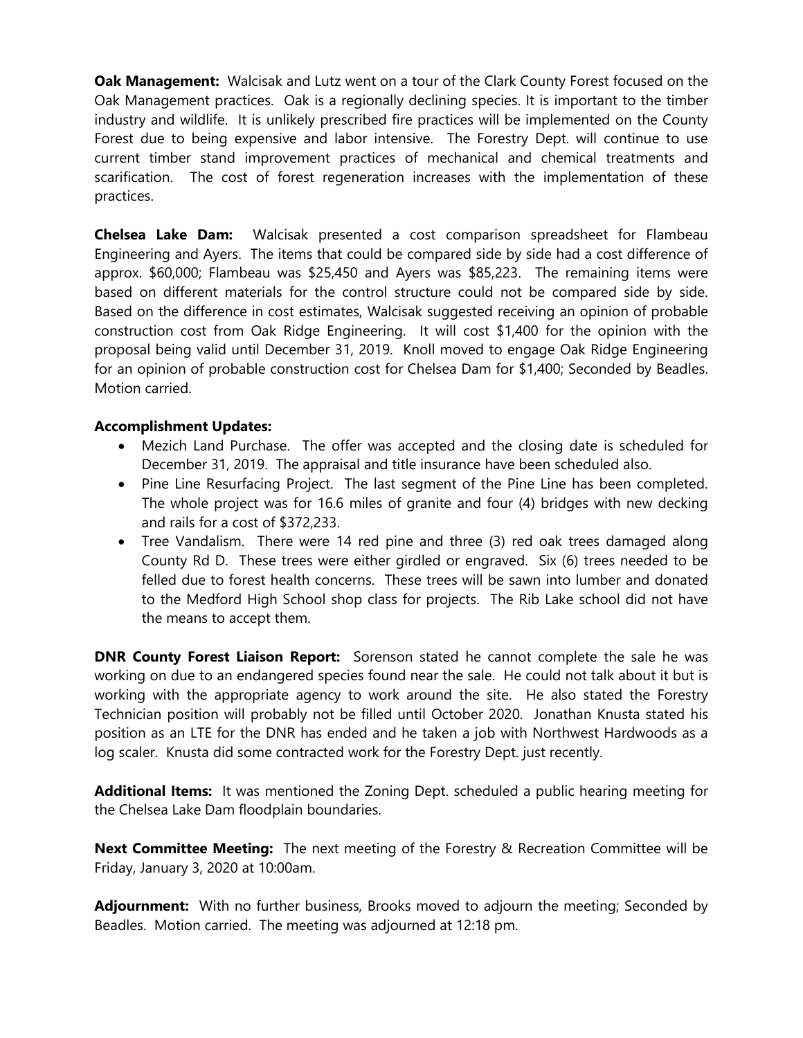**Oak Management:** Walcisak and Lutz went on a tour of the Clark County Forest focused on the Oak Management practices. Oak is a regionally declining species. It is important to the timber industry and wildlife. It is unlikely prescribed fire practices will be implemented on the County Forest due to being expensive and labor intensive. The Forestry Dept. will continue to use current timber stand improvement practices of mechanical and chemical treatments and scarification. The cost of forest regeneration increases with the implementation of these practices.

**Chelsea Lake Dam:** Walcisak presented a cost comparison spreadsheet for Flambeau Engineering and Ayers. The items that could be compared side by side had a cost difference of approx. $60,000; Flambeau was $25,450 and Ayers was $85,223. The remaining items were based on different materials for the control structure could not be compared side by side. Based on the difference in cost estimates, Walcisak suggested receiving an opinion of probable construction cost from Oak Ridge Engineering. It will cost $1,400 for the opinion with the proposal being valid until December 31, 2019. Knoll moved to engage Oak Ridge Engineering for an opinion of probable construction cost for Chelsea Dam for $1,400; Seconded by Beadles. Motion carried.

**Accomplishment Updates:**

- Mezich Land Purchase. The offer was accepted and the closing date is scheduled for December 31, 2019. The appraisal and title insurance have been scheduled also.
- Pine Line Resurfacing Project. The last segment of the Pine Line has been completed. The whole project was for 16.6 miles of granite and four (4) bridges with new decking and rails for a cost of $372,233.
- Tree Vandalism. There were 14 red pine and three (3) red oak trees damaged along County Rd D. These trees were either girdled or engraved. Six (6) trees needed to be felled due to forest health concerns. These trees will be sawn into lumber and donated to the Medford High School shop class for projects. The Rib Lake school did not have the means to accept them.

**DNR County Forest Liaison Report:** Sorenson stated he cannot complete the sale he was working on due to an endangered species found near the sale. He could not talk about it but is working with the appropriate agency to work around the site. He also stated the Forestry Technician position will probably not be filled until October 2020. Jonathan Knusta stated his position as an LTE for the DNR has ended and he taken a job with Northwest Hardwoods as a log scaler. Knusta did some contracted work for the Forestry Dept. just recently.

**Additional Items:** It was mentioned the Zoning Dept. scheduled a public hearing meeting for the Chelsea Lake Dam floodplain boundaries.

**Next Committee Meeting:** The next meeting of the Forestry & Recreation Committee will be Friday, January 3, 2020 at 10:00am.

**Adjournment:** With no further business, Brooks moved to adjourn the meeting; Seconded by Beadles. Motion carried. The meeting was adjourned at 12:18 pm.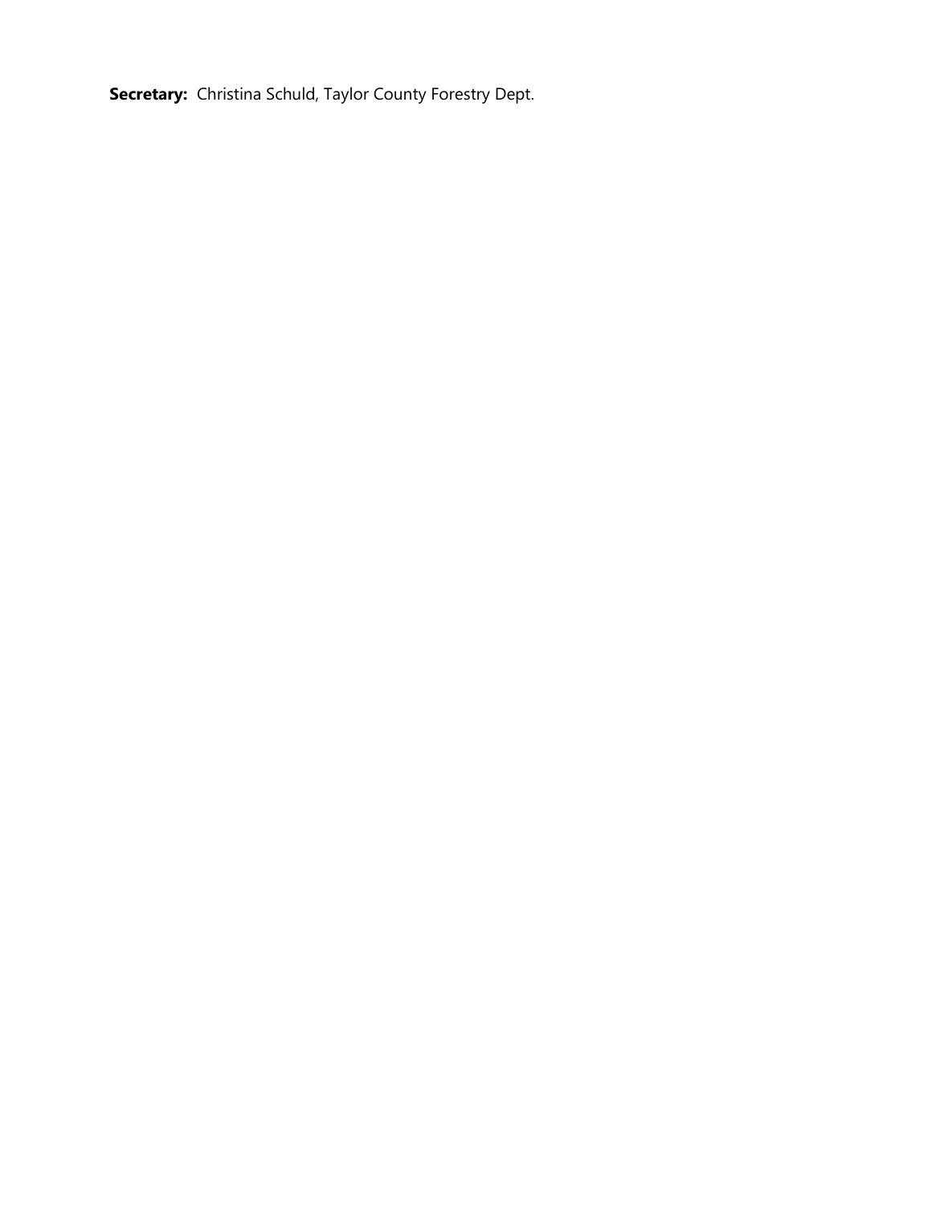**Secretary:** Christina Schuld, Taylor County Forestry Dept.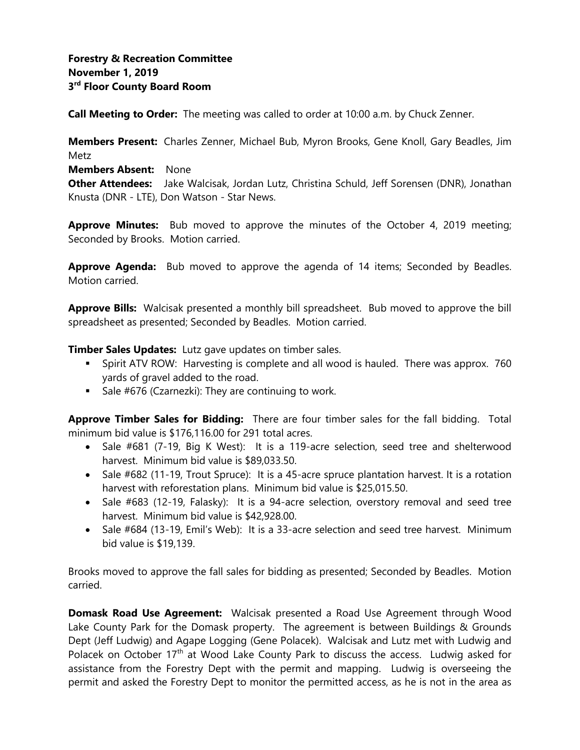**Forestry & Recreation Committee**
**November 1, 2019**
**3rd Floor County Board Room**

**Call Meeting to Order:** The meeting was called to order at 10:00 a.m. by Chuck Zenner.

**Members Present:** Charles Zenner, Michael Bub, Myron Brooks, Gene Knoll, Gary Beadles, Jim Metz
**Members Absent:** None
**Other Attendees:** Jake Walcisak, Jordan Lutz, Christina Schuld, Jeff Sorensen (DNR), Jonathan Knusta (DNR - LTE), Don Watson - Star News.

**Approve Minutes:** Bub moved to approve the minutes of the October 4, 2019 meeting; Seconded by Brooks. Motion carried.

**Approve Agenda:** Bub moved to approve the agenda of 14 items; Seconded by Beadles. Motion carried.

**Approve Bills:** Walcisak presented a monthly bill spreadsheet. Bub moved to approve the bill spreadsheet as presented; Seconded by Beadles. Motion carried.

**Timber Sales Updates:** Lutz gave updates on timber sales.

- Spirit ATV ROW: Harvesting is complete and all wood is hauled. There was approx. 760 yards of gravel added to the road.
- Sale #676 (Czarnezki): They are continuing to work.

**Approve Timber Sales for Bidding:** There are four timber sales for the fall bidding. Total minimum bid value is $176,116.00 for 291 total acres.

- Sale #681 (7-19, Big K West): It is a 119-acre selection, seed tree and shelterwood harvest. Minimum bid value is $89,033.50.
- Sale #682 (11-19, Trout Spruce): It is a 45-acre spruce plantation harvest. It is a rotation harvest with reforestation plans. Minimum bid value is $25,015.50.
- Sale #683 (12-19, Falasky): It is a 94-acre selection, overstory removal and seed tree harvest. Minimum bid value is $42,928.00.
- Sale #684 (13-19, Emil's Web): It is a 33-acre selection and seed tree harvest. Minimum bid value is $19,139.

Brooks moved to approve the fall sales for bidding as presented; Seconded by Beadles. Motion carried.

**Domask Road Use Agreement:** Walcisak presented a Road Use Agreement through Wood Lake County Park for the Domask property. The agreement is between Buildings & Grounds Dept (Jeff Ludwig) and Agape Logging (Gene Polacek). Walcisak and Lutz met with Ludwig and Polacek on October 17th at Wood Lake County Park to discuss the access. Ludwig asked for assistance from the Forestry Dept with the permit and mapping. Ludwig is overseeing the permit and asked the Forestry Dept to monitor the permitted access, as he is not in the area as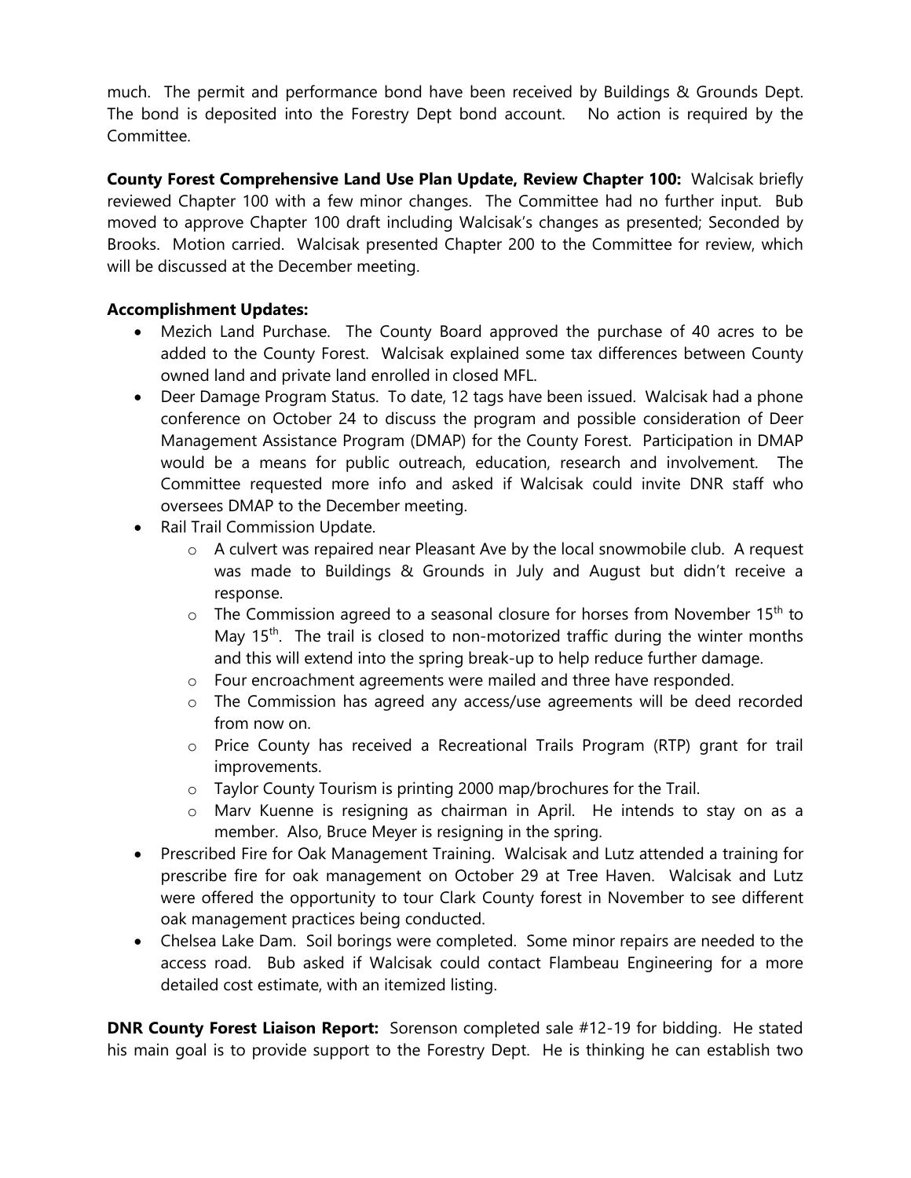much. The permit and performance bond have been received by Buildings & Grounds Dept. The bond is deposited into the Forestry Dept bond account. No action is required by the Committee.

**County Forest Comprehensive Land Use Plan Update, Review Chapter 100:** Walcisak briefly reviewed Chapter 100 with a few minor changes. The Committee had no further input. Bub moved to approve Chapter 100 draft including Walcisak's changes as presented; Seconded by Brooks. Motion carried. Walcisak presented Chapter 200 to the Committee for review, which will be discussed at the December meeting.

**Accomplishment Updates:**

- Mezich Land Purchase. The County Board approved the purchase of 40 acres to be added to the County Forest. Walcisak explained some tax differences between County owned land and private land enrolled in closed MFL.
- Deer Damage Program Status. To date, 12 tags have been issued. Walcisak had a phone conference on October 24 to discuss the program and possible consideration of Deer Management Assistance Program (DMAP) for the County Forest. Participation in DMAP would be a means for public outreach, education, research and involvement. The Committee requested more info and asked if Walcisak could invite DNR staff who oversees DMAP to the December meeting.
- Rail Trail Commission Update.
  - A culvert was repaired near Pleasant Ave by the local snowmobile club. A request was made to Buildings & Grounds in July and August but didn't receive a response.
  - The Commission agreed to a seasonal closure for horses from November 15th to May 15th. The trail is closed to non-motorized traffic during the winter months and this will extend into the spring break-up to help reduce further damage.
  - Four encroachment agreements were mailed and three have responded.
  - The Commission has agreed any access/use agreements will be deed recorded from now on.
  - Price County has received a Recreational Trails Program (RTP) grant for trail improvements.
  - Taylor County Tourism is printing 2000 map/brochures for the Trail.
  - Marv Kuenne is resigning as chairman in April. He intends to stay on as a member. Also, Bruce Meyer is resigning in the spring.
- Prescribed Fire for Oak Management Training. Walcisak and Lutz attended a training for prescribe fire for oak management on October 29 at Tree Haven. Walcisak and Lutz were offered the opportunity to tour Clark County forest in November to see different oak management practices being conducted.
- Chelsea Lake Dam. Soil borings were completed. Some minor repairs are needed to the access road. Bub asked if Walcisak could contact Flambeau Engineering for a more detailed cost estimate, with an itemized listing.

**DNR County Forest Liaison Report:** Sorenson completed sale #12-19 for bidding. He stated his main goal is to provide support to the Forestry Dept. He is thinking he can establish two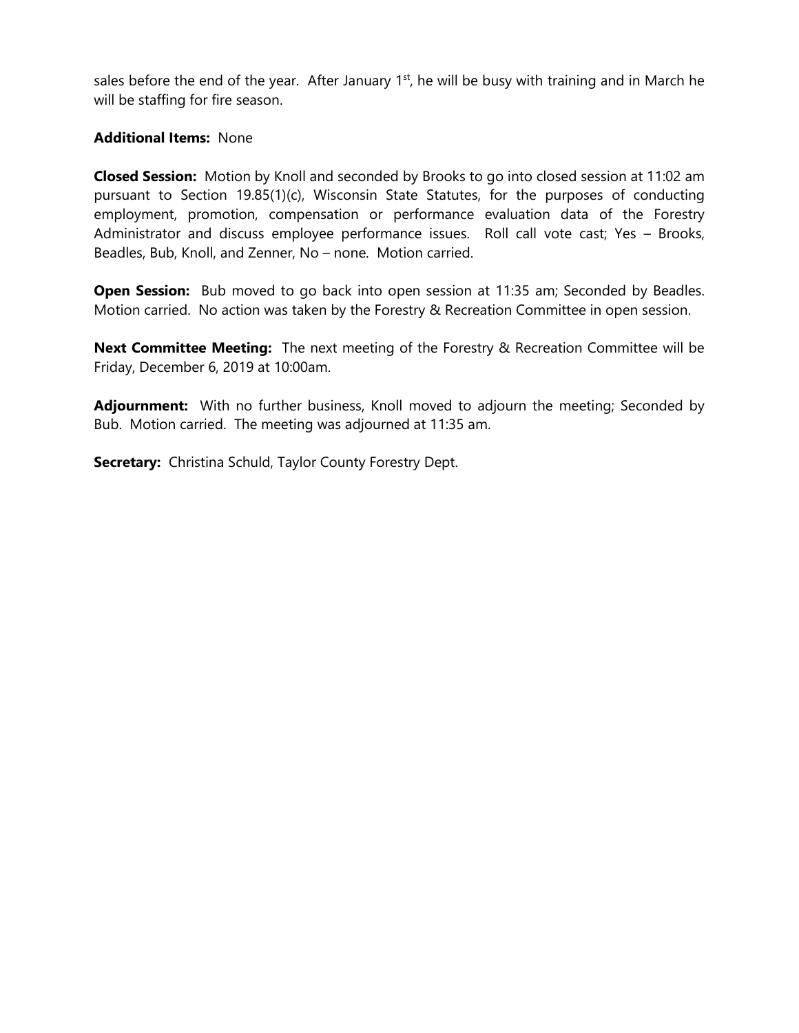sales before the end of the year. After January 1st, he will be busy with training and in March he will be staffing for fire season.

**Additional Items:** None

**Closed Session:** Motion by Knoll and seconded by Brooks to go into closed session at 11:02 am pursuant to Section 19.85(1)(c), Wisconsin State Statutes, for the purposes of conducting employment, promotion, compensation or performance evaluation data of the Forestry Administrator and discuss employee performance issues. Roll call vote cast; Yes – Brooks, Beadles, Bub, Knoll, and Zenner, No – none. Motion carried.

**Open Session:** Bub moved to go back into open session at 11:35 am; Seconded by Beadles. Motion carried. No action was taken by the Forestry & Recreation Committee in open session.

**Next Committee Meeting:** The next meeting of the Forestry & Recreation Committee will be Friday, December 6, 2019 at 10:00am.

**Adjournment:** With no further business, Knoll moved to adjourn the meeting; Seconded by Bub. Motion carried. The meeting was adjourned at 11:35 am.

**Secretary:** Christina Schuld, Taylor County Forestry Dept.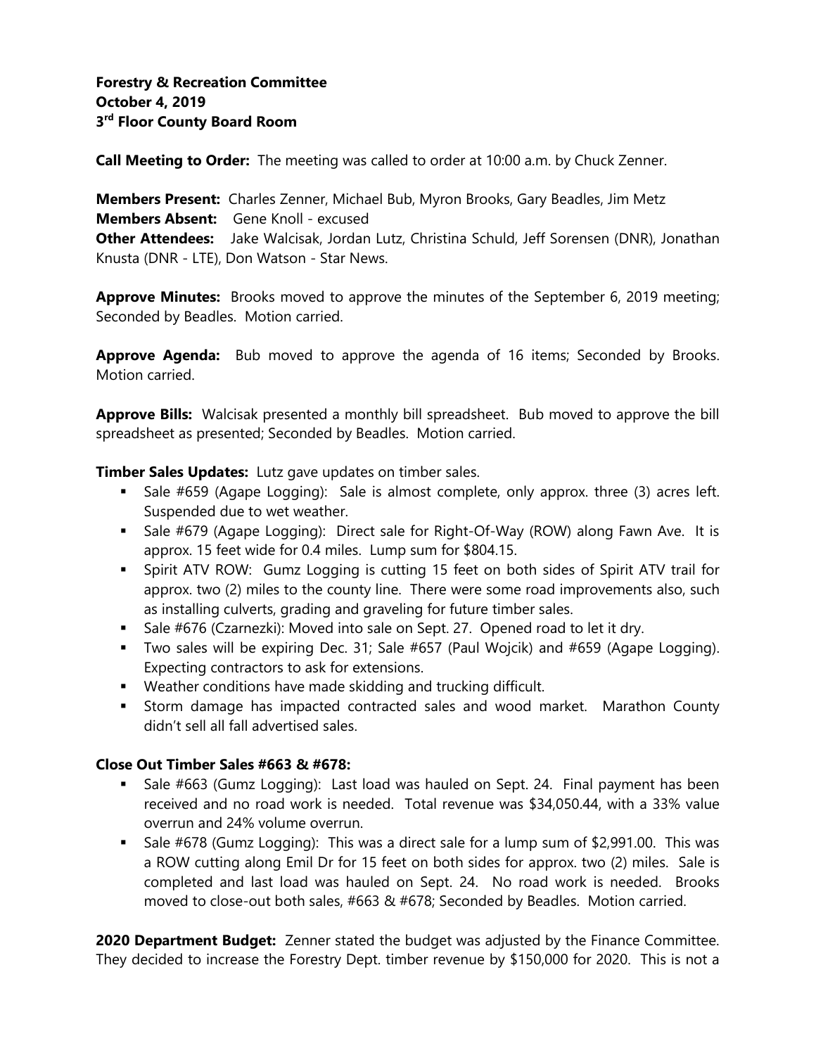**Forestry & Recreation Committee**
**October 4, 2019**
**3rd Floor County Board Room**

**Call Meeting to Order:** The meeting was called to order at 10:00 a.m. by Chuck Zenner.

**Members Present:** Charles Zenner, Michael Bub, Myron Brooks, Gary Beadles, Jim Metz
**Members Absent:** Gene Knoll - excused
**Other Attendees:** Jake Walcisak, Jordan Lutz, Christina Schuld, Jeff Sorensen (DNR), Jonathan Knusta (DNR - LTE), Don Watson - Star News.

**Approve Minutes:** Brooks moved to approve the minutes of the September 6, 2019 meeting; Seconded by Beadles. Motion carried.

**Approve Agenda:** Bub moved to approve the agenda of 16 items; Seconded by Brooks. Motion carried.

**Approve Bills:** Walcisak presented a monthly bill spreadsheet. Bub moved to approve the bill spreadsheet as presented; Seconded by Beadles. Motion carried.

**Timber Sales Updates:** Lutz gave updates on timber sales.

- Sale #659 (Agape Logging): Sale is almost complete, only approx. three (3) acres left. Suspended due to wet weather.
- Sale #679 (Agape Logging): Direct sale for Right-Of-Way (ROW) along Fawn Ave. It is approx. 15 feet wide for 0.4 miles. Lump sum for $804.15.
- Spirit ATV ROW: Gumz Logging is cutting 15 feet on both sides of Spirit ATV trail for approx. two (2) miles to the county line. There were some road improvements also, such as installing culverts, grading and graveling for future timber sales.
- Sale #676 (Czarnezki): Moved into sale on Sept. 27. Opened road to let it dry.
- Two sales will be expiring Dec. 31; Sale #657 (Paul Wojcik) and #659 (Agape Logging). Expecting contractors to ask for extensions.
- Weather conditions have made skidding and trucking difficult.
- Storm damage has impacted contracted sales and wood market. Marathon County didn't sell all fall advertised sales.

**Close Out Timber Sales #663 & #678:**

- Sale #663 (Gumz Logging): Last load was hauled on Sept. 24. Final payment has been received and no road work is needed. Total revenue was $34,050.44, with a 33% value overrun and 24% volume overrun.
- Sale #678 (Gumz Logging): This was a direct sale for a lump sum of $2,991.00. This was a ROW cutting along Emil Dr for 15 feet on both sides for approx. two (2) miles. Sale is completed and last load was hauled on Sept. 24. No road work is needed. Brooks moved to close-out both sales, #663 & #678; Seconded by Beadles. Motion carried.

**2020 Department Budget:** Zenner stated the budget was adjusted by the Finance Committee. They decided to increase the Forestry Dept. timber revenue by $150,000 for 2020. This is not a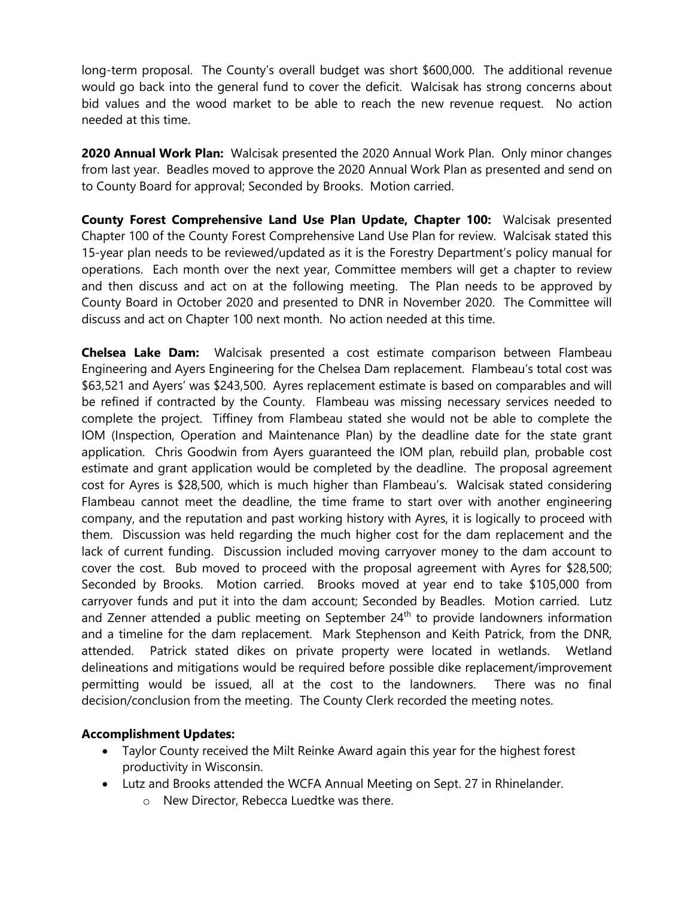long-term proposal. The County's overall budget was short $600,000. The additional revenue would go back into the general fund to cover the deficit. Walcisak has strong concerns about bid values and the wood market to be able to reach the new revenue request. No action needed at this time.

**2020 Annual Work Plan:** Walcisak presented the 2020 Annual Work Plan. Only minor changes from last year. Beadles moved to approve the 2020 Annual Work Plan as presented and send on to County Board for approval; Seconded by Brooks. Motion carried.

**County Forest Comprehensive Land Use Plan Update, Chapter 100:** Walcisak presented Chapter 100 of the County Forest Comprehensive Land Use Plan for review. Walcisak stated this 15-year plan needs to be reviewed/updated as it is the Forestry Department's policy manual for operations. Each month over the next year, Committee members will get a chapter to review and then discuss and act on at the following meeting. The Plan needs to be approved by County Board in October 2020 and presented to DNR in November 2020. The Committee will discuss and act on Chapter 100 next month. No action needed at this time.

**Chelsea Lake Dam:** Walcisak presented a cost estimate comparison between Flambeau Engineering and Ayers Engineering for the Chelsea Dam replacement. Flambeau's total cost was $63,521 and Ayers' was $243,500. Ayres replacement estimate is based on comparables and will be refined if contracted by the County. Flambeau was missing necessary services needed to complete the project. Tiffiney from Flambeau stated she would not be able to complete the IOM (Inspection, Operation and Maintenance Plan) by the deadline date for the state grant application. Chris Goodwin from Ayers guaranteed the IOM plan, rebuild plan, probable cost estimate and grant application would be completed by the deadline. The proposal agreement cost for Ayres is $28,500, which is much higher than Flambeau's. Walcisak stated considering Flambeau cannot meet the deadline, the time frame to start over with another engineering company, and the reputation and past working history with Ayres, it is logically to proceed with them. Discussion was held regarding the much higher cost for the dam replacement and the lack of current funding. Discussion included moving carryover money to the dam account to cover the cost. Bub moved to proceed with the proposal agreement with Ayres for $28,500; Seconded by Brooks. Motion carried. Brooks moved at year end to take $105,000 from carryover funds and put it into the dam account; Seconded by Beadles. Motion carried. Lutz and Zenner attended a public meeting on September 24th to provide landowners information and a timeline for the dam replacement. Mark Stephenson and Keith Patrick, from the DNR, attended. Patrick stated dikes on private property were located in wetlands. Wetland delineations and mitigations would be required before possible dike replacement/improvement permitting would be issued, all at the cost to the landowners. There was no final decision/conclusion from the meeting. The County Clerk recorded the meeting notes.

**Accomplishment Updates:**

- Taylor County received the Milt Reinke Award again this year for the highest forest productivity in Wisconsin.
- Lutz and Brooks attended the WCFA Annual Meeting on Sept. 27 in Rhinelander.
  - New Director, Rebecca Luedtke was there.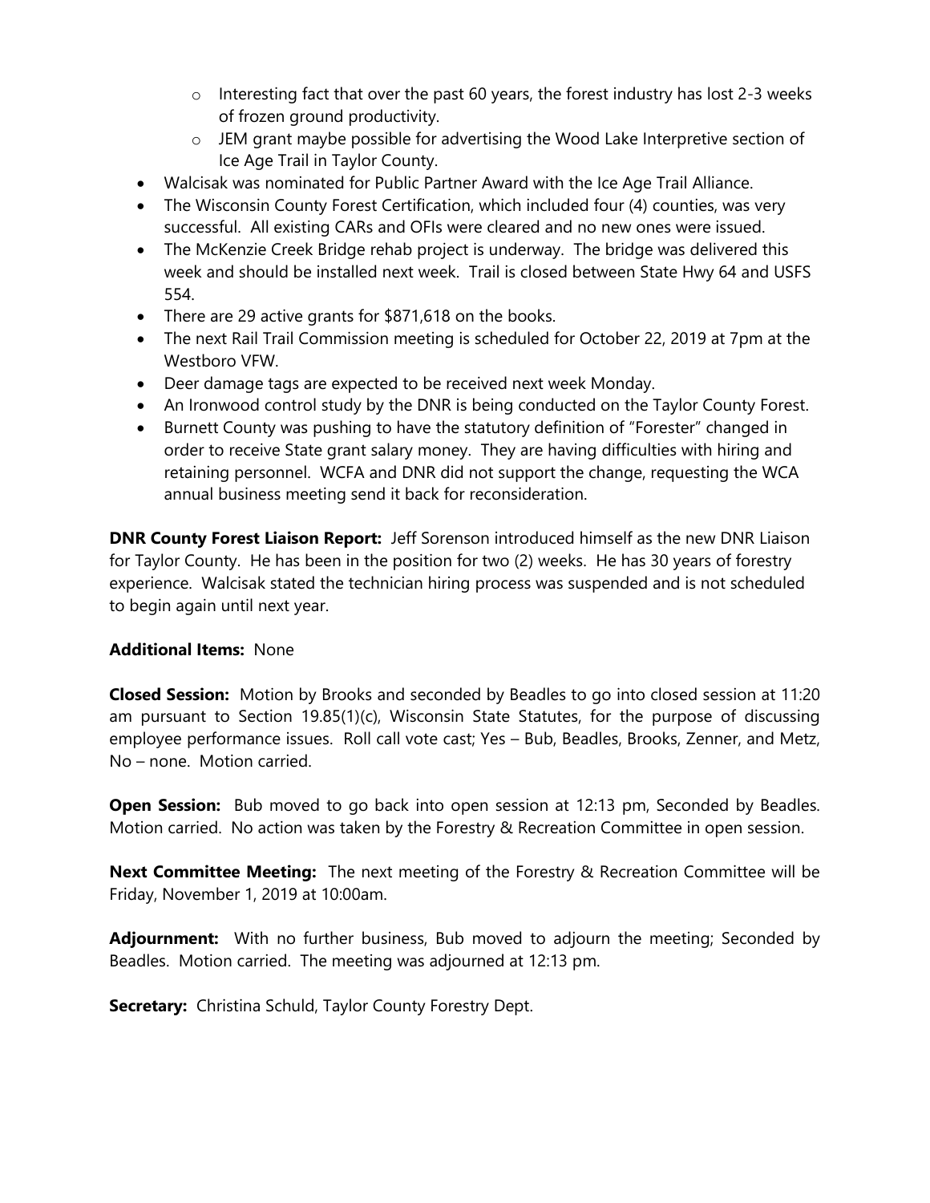- Interesting fact that over the past 60 years, the forest industry has lost 2-3 weeks of frozen ground productivity.
  - JEM grant maybe possible for advertising the Wood Lake Interpretive section of Ice Age Trail in Taylor County.
- Walcisak was nominated for Public Partner Award with the Ice Age Trail Alliance.
- The Wisconsin County Forest Certification, which included four (4) counties, was very successful. All existing CARs and OFIs were cleared and no new ones were issued.
- The McKenzie Creek Bridge rehab project is underway. The bridge was delivered this week and should be installed next week. Trail is closed between State Hwy 64 and USFS 554.
- There are 29 active grants for $871,618 on the books.
- The next Rail Trail Commission meeting is scheduled for October 22, 2019 at 7pm at the Westboro VFW.
- Deer damage tags are expected to be received next week Monday.
- An Ironwood control study by the DNR is being conducted on the Taylor County Forest.
- Burnett County was pushing to have the statutory definition of "Forester" changed in order to receive State grant salary money. They are having difficulties with hiring and retaining personnel. WCFA and DNR did not support the change, requesting the WCA annual business meeting send it back for reconsideration.

**DNR County Forest Liaison Report:** Jeff Sorenson introduced himself as the new DNR Liaison for Taylor County. He has been in the position for two (2) weeks. He has 30 years of forestry experience. Walcisak stated the technician hiring process was suspended and is not scheduled to begin again until next year.

**Additional Items:** None

**Closed Session:** Motion by Brooks and seconded by Beadles to go into closed session at 11:20 am pursuant to Section 19.85(1)(c), Wisconsin State Statutes, for the purpose of discussing employee performance issues. Roll call vote cast; Yes – Bub, Beadles, Brooks, Zenner, and Metz, No – none. Motion carried.

**Open Session:** Bub moved to go back into open session at 12:13 pm, Seconded by Beadles. Motion carried. No action was taken by the Forestry & Recreation Committee in open session.

**Next Committee Meeting:** The next meeting of the Forestry & Recreation Committee will be Friday, November 1, 2019 at 10:00am.

**Adjournment:** With no further business, Bub moved to adjourn the meeting; Seconded by Beadles. Motion carried. The meeting was adjourned at 12:13 pm.

**Secretary:** Christina Schuld, Taylor County Forestry Dept.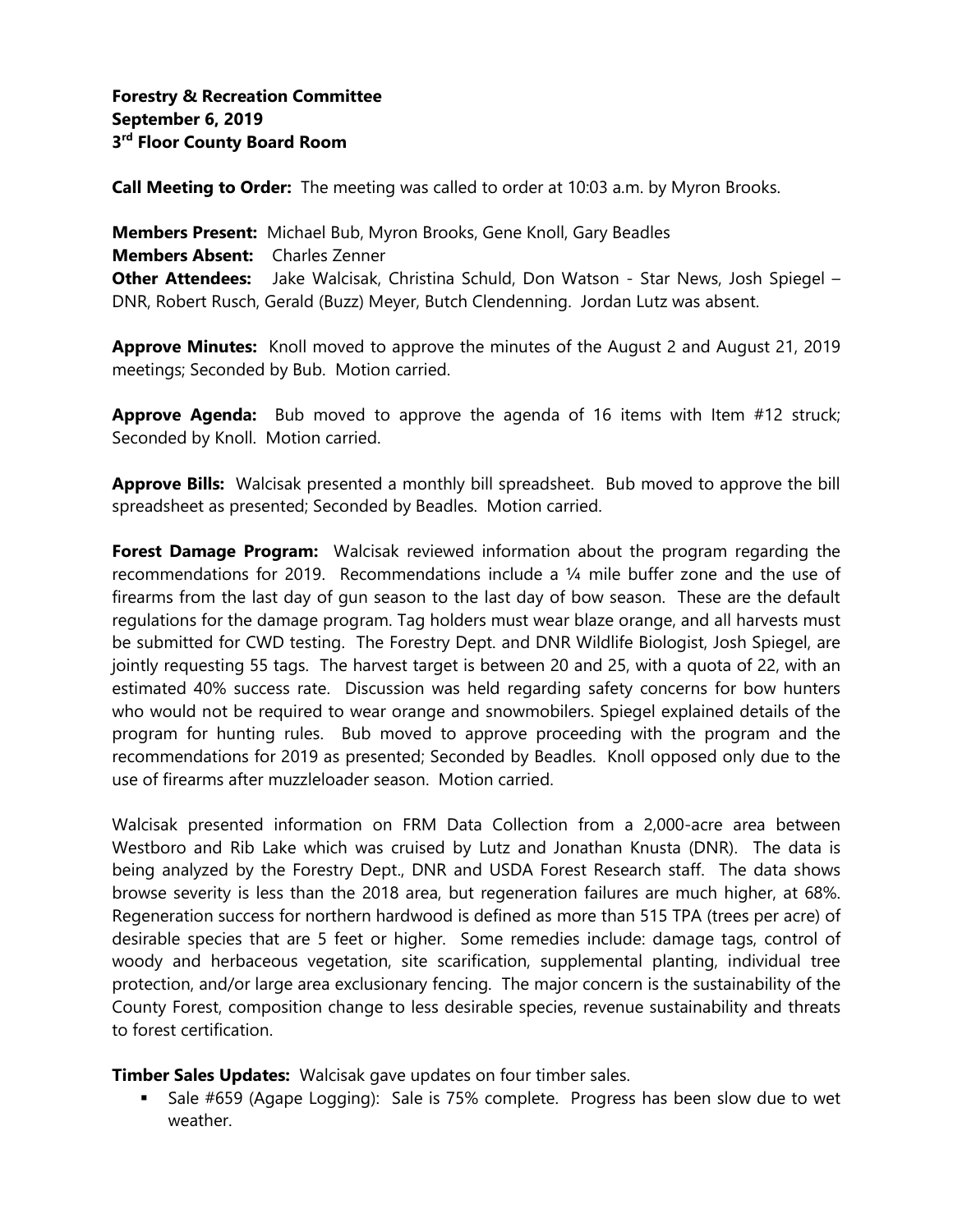**Forestry & Recreation Committee**
**September 6, 2019**
**3rd Floor County Board Room**

**Call Meeting to Order:** The meeting was called to order at 10:03 a.m. by Myron Brooks.

**Members Present:** Michael Bub, Myron Brooks, Gene Knoll, Gary Beadles
**Members Absent:** Charles Zenner
**Other Attendees:** Jake Walcisak, Christina Schuld, Don Watson - Star News, Josh Spiegel – DNR, Robert Rusch, Gerald (Buzz) Meyer, Butch Clendenning. Jordan Lutz was absent.

**Approve Minutes:** Knoll moved to approve the minutes of the August 2 and August 21, 2019 meetings; Seconded by Bub. Motion carried.

**Approve Agenda:** Bub moved to approve the agenda of 16 items with Item #12 struck; Seconded by Knoll. Motion carried.

**Approve Bills:** Walcisak presented a monthly bill spreadsheet. Bub moved to approve the bill spreadsheet as presented; Seconded by Beadles. Motion carried.

**Forest Damage Program:** Walcisak reviewed information about the program regarding the recommendations for 2019. Recommendations include a ¼ mile buffer zone and the use of firearms from the last day of gun season to the last day of bow season. These are the default regulations for the damage program. Tag holders must wear blaze orange, and all harvests must be submitted for CWD testing. The Forestry Dept. and DNR Wildlife Biologist, Josh Spiegel, are jointly requesting 55 tags. The harvest target is between 20 and 25, with a quota of 22, with an estimated 40% success rate. Discussion was held regarding safety concerns for bow hunters who would not be required to wear orange and snowmobilers. Spiegel explained details of the program for hunting rules. Bub moved to approve proceeding with the program and the recommendations for 2019 as presented; Seconded by Beadles. Knoll opposed only due to the use of firearms after muzzleloader season. Motion carried.

Walcisak presented information on FRM Data Collection from a 2,000-acre area between Westboro and Rib Lake which was cruised by Lutz and Jonathan Knusta (DNR). The data is being analyzed by the Forestry Dept., DNR and USDA Forest Research staff. The data shows browse severity is less than the 2018 area, but regeneration failures are much higher, at 68%. Regeneration success for northern hardwood is defined as more than 515 TPA (trees per acre) of desirable species that are 5 feet or higher. Some remedies include: damage tags, control of woody and herbaceous vegetation, site scarification, supplemental planting, individual tree protection, and/or large area exclusionary fencing. The major concern is the sustainability of the County Forest, composition change to less desirable species, revenue sustainability and threats to forest certification.

**Timber Sales Updates:** Walcisak gave updates on four timber sales.

- Sale #659 (Agape Logging): Sale is 75% complete. Progress has been slow due to wet weather.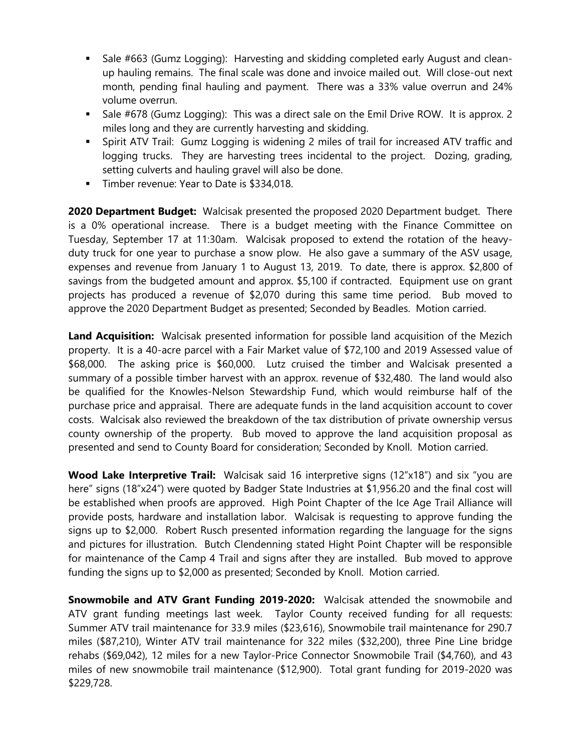- Sale #663 (Gumz Logging): Harvesting and skidding completed early August and clean-up hauling remains. The final scale was done and invoice mailed out. Will close-out next month, pending final hauling and payment. There was a 33% value overrun and 24% volume overrun.
- Sale #678 (Gumz Logging): This was a direct sale on the Emil Drive ROW. It is approx. 2 miles long and they are currently harvesting and skidding.
- Spirit ATV Trail: Gumz Logging is widening 2 miles of trail for increased ATV traffic and logging trucks. They are harvesting trees incidental to the project. Dozing, grading, setting culverts and hauling gravel will also be done.
- Timber revenue: Year to Date is $334,018.

**2020 Department Budget:** Walcisak presented the proposed 2020 Department budget. There is a 0% operational increase. There is a budget meeting with the Finance Committee on Tuesday, September 17 at 11:30am. Walcisak proposed to extend the rotation of the heavy-duty truck for one year to purchase a snow plow. He also gave a summary of the ASV usage, expenses and revenue from January 1 to August 13, 2019. To date, there is approx. $2,800 of savings from the budgeted amount and approx. $5,100 if contracted. Equipment use on grant projects has produced a revenue of $2,070 during this same time period. Bub moved to approve the 2020 Department Budget as presented; Seconded by Beadles. Motion carried.

**Land Acquisition:** Walcisak presented information for possible land acquisition of the Mezich property. It is a 40-acre parcel with a Fair Market value of $72,100 and 2019 Assessed value of $68,000. The asking price is $60,000. Lutz cruised the timber and Walcisak presented a summary of a possible timber harvest with an approx. revenue of $32,480. The land would also be qualified for the Knowles-Nelson Stewardship Fund, which would reimburse half of the purchase price and appraisal. There are adequate funds in the land acquisition account to cover costs. Walcisak also reviewed the breakdown of the tax distribution of private ownership versus county ownership of the property. Bub moved to approve the land acquisition proposal as presented and send to County Board for consideration; Seconded by Knoll. Motion carried.

**Wood Lake Interpretive Trail:** Walcisak said 16 interpretive signs (12"x18") and six "you are here" signs (18"x24") were quoted by Badger State Industries at $1,956.20 and the final cost will be established when proofs are approved. High Point Chapter of the Ice Age Trail Alliance will provide posts, hardware and installation labor. Walcisak is requesting to approve funding the signs up to $2,000. Robert Rusch presented information regarding the language for the signs and pictures for illustration. Butch Clendenning stated Hight Point Chapter will be responsible for maintenance of the Camp 4 Trail and signs after they are installed. Bub moved to approve funding the signs up to $2,000 as presented; Seconded by Knoll. Motion carried.

**Snowmobile and ATV Grant Funding 2019-2020:** Walcisak attended the snowmobile and ATV grant funding meetings last week. Taylor County received funding for all requests: Summer ATV trail maintenance for 33.9 miles ($23,616), Snowmobile trail maintenance for 290.7 miles ($87,210), Winter ATV trail maintenance for 322 miles ($32,200), three Pine Line bridge rehabs ($69,042), 12 miles for a new Taylor-Price Connector Snowmobile Trail ($4,760), and 43 miles of new snowmobile trail maintenance ($12,900). Total grant funding for 2019-2020 was $229,728.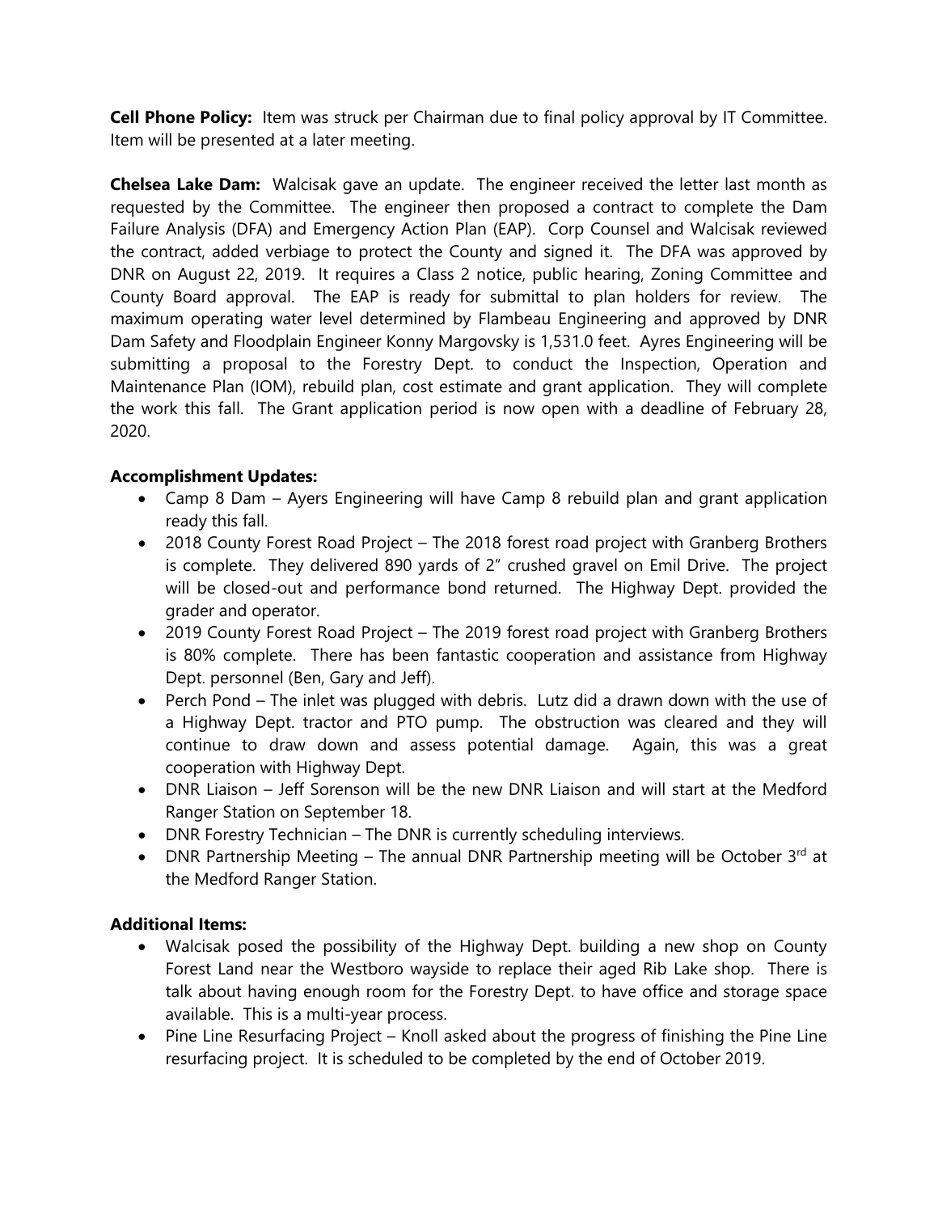**Cell Phone Policy:** Item was struck per Chairman due to final policy approval by IT Committee. Item will be presented at a later meeting.

**Chelsea Lake Dam:** Walcisak gave an update. The engineer received the letter last month as requested by the Committee. The engineer then proposed a contract to complete the Dam Failure Analysis (DFA) and Emergency Action Plan (EAP). Corp Counsel and Walcisak reviewed the contract, added verbiage to protect the County and signed it. The DFA was approved by DNR on August 22, 2019. It requires a Class 2 notice, public hearing, Zoning Committee and County Board approval. The EAP is ready for submittal to plan holders for review. The maximum operating water level determined by Flambeau Engineering and approved by DNR Dam Safety and Floodplain Engineer Konny Margovsky is 1,531.0 feet. Ayres Engineering will be submitting a proposal to the Forestry Dept. to conduct the Inspection, Operation and Maintenance Plan (IOM), rebuild plan, cost estimate and grant application. They will complete the work this fall. The Grant application period is now open with a deadline of February 28, 2020.

**Accomplishment Updates:**

- Camp 8 Dam – Ayers Engineering will have Camp 8 rebuild plan and grant application ready this fall.
- 2018 County Forest Road Project – The 2018 forest road project with Granberg Brothers is complete. They delivered 890 yards of 2" crushed gravel on Emil Drive. The project will be closed-out and performance bond returned. The Highway Dept. provided the grader and operator.
- 2019 County Forest Road Project – The 2019 forest road project with Granberg Brothers is 80% complete. There has been fantastic cooperation and assistance from Highway Dept. personnel (Ben, Gary and Jeff).
- Perch Pond – The inlet was plugged with debris. Lutz did a drawn down with the use of a Highway Dept. tractor and PTO pump. The obstruction was cleared and they will continue to draw down and assess potential damage. Again, this was a great cooperation with Highway Dept.
- DNR Liaison – Jeff Sorenson will be the new DNR Liaison and will start at the Medford Ranger Station on September 18.
- DNR Forestry Technician – The DNR is currently scheduling interviews.
- DNR Partnership Meeting – The annual DNR Partnership meeting will be October 3rd at the Medford Ranger Station.

**Additional Items:**

- Walcisak posed the possibility of the Highway Dept. building a new shop on County Forest Land near the Westboro wayside to replace their aged Rib Lake shop. There is talk about having enough room for the Forestry Dept. to have office and storage space available. This is a multi-year process.
- Pine Line Resurfacing Project – Knoll asked about the progress of finishing the Pine Line resurfacing project. It is scheduled to be completed by the end of October 2019.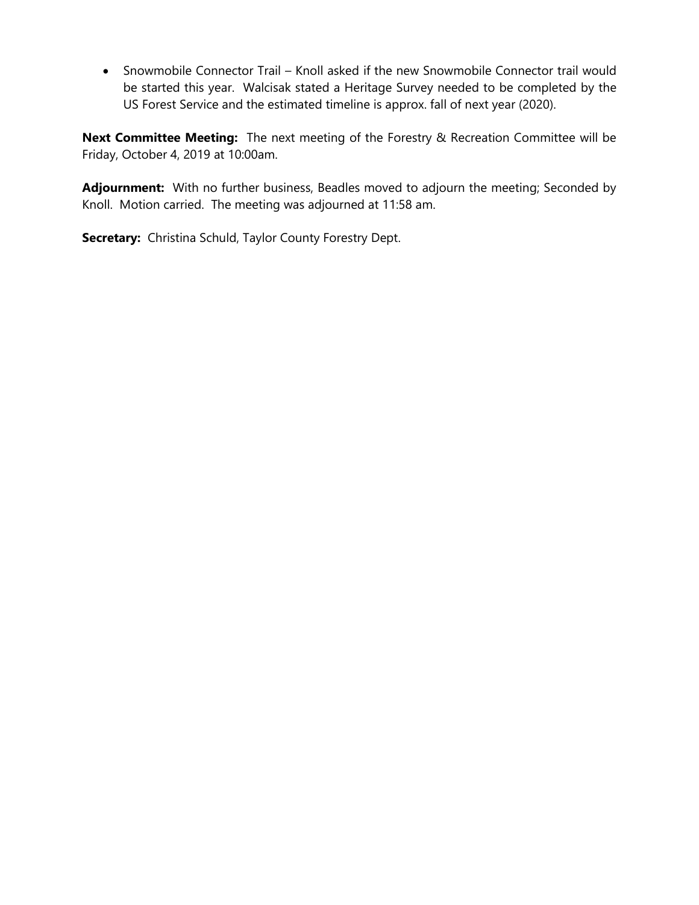- Snowmobile Connector Trail – Knoll asked if the new Snowmobile Connector trail would be started this year. Walcisak stated a Heritage Survey needed to be completed by the US Forest Service and the estimated timeline is approx. fall of next year (2020).

**Next Committee Meeting:** The next meeting of the Forestry & Recreation Committee will be Friday, October 4, 2019 at 10:00am.

**Adjournment:** With no further business, Beadles moved to adjourn the meeting; Seconded by Knoll. Motion carried. The meeting was adjourned at 11:58 am.

**Secretary:** Christina Schuld, Taylor County Forestry Dept.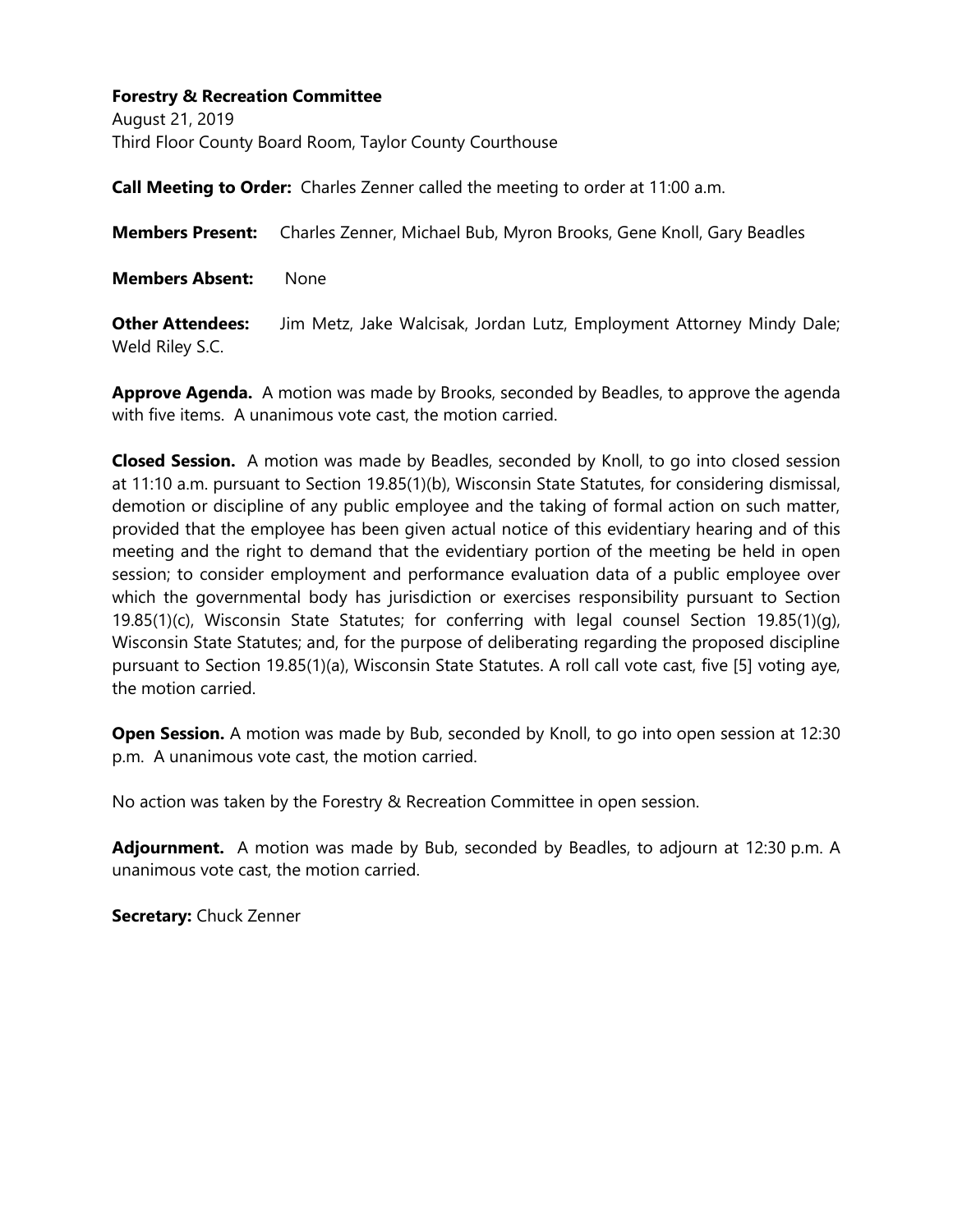**Forestry & Recreation Committee**
August 21, 2019
Third Floor County Board Room, Taylor County Courthouse

**Call Meeting to Order:** Charles Zenner called the meeting to order at 11:00 a.m.

**Members Present:** Charles Zenner, Michael Bub, Myron Brooks, Gene Knoll, Gary Beadles

**Members Absent:** None

**Other Attendees:** Jim Metz, Jake Walcisak, Jordan Lutz, Employment Attorney Mindy Dale; Weld Riley S.C.

**Approve Agenda.** A motion was made by Brooks, seconded by Beadles, to approve the agenda with five items. A unanimous vote cast, the motion carried.

**Closed Session.** A motion was made by Beadles, seconded by Knoll, to go into closed session at 11:10 a.m. pursuant to Section 19.85(1)(b), Wisconsin State Statutes, for considering dismissal, demotion or discipline of any public employee and the taking of formal action on such matter, provided that the employee has been given actual notice of this evidentiary hearing and of this meeting and the right to demand that the evidentiary portion of the meeting be held in open session; to consider employment and performance evaluation data of a public employee over which the governmental body has jurisdiction or exercises responsibility pursuant to Section 19.85(1)(c), Wisconsin State Statutes; for conferring with legal counsel Section 19.85(1)(g), Wisconsin State Statutes; and, for the purpose of deliberating regarding the proposed discipline pursuant to Section 19.85(1)(a), Wisconsin State Statutes. A roll call vote cast, five [5] voting aye, the motion carried.

**Open Session.** A motion was made by Bub, seconded by Knoll, to go into open session at 12:30 p.m. A unanimous vote cast, the motion carried.

No action was taken by the Forestry & Recreation Committee in open session.

**Adjournment.** A motion was made by Bub, seconded by Beadles, to adjourn at 12:30 p.m. A unanimous vote cast, the motion carried.

**Secretary:** Chuck Zenner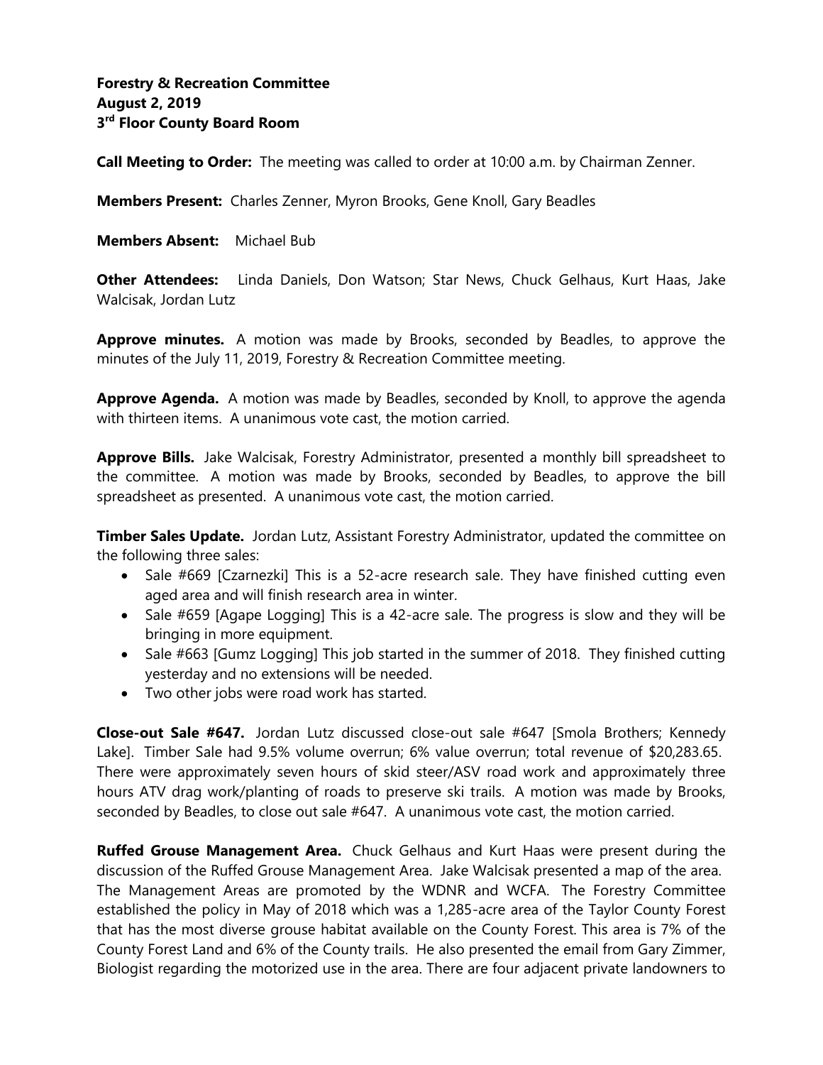**Forestry & Recreation Committee**
**August 2, 2019**
**3rd Floor County Board Room**

**Call Meeting to Order:** The meeting was called to order at 10:00 a.m. by Chairman Zenner.

**Members Present:** Charles Zenner, Myron Brooks, Gene Knoll, Gary Beadles

**Members Absent:** Michael Bub

**Other Attendees:** Linda Daniels, Don Watson; Star News, Chuck Gelhaus, Kurt Haas, Jake Walcisak, Jordan Lutz

**Approve minutes.** A motion was made by Brooks, seconded by Beadles, to approve the minutes of the July 11, 2019, Forestry & Recreation Committee meeting.

**Approve Agenda.** A motion was made by Beadles, seconded by Knoll, to approve the agenda with thirteen items. A unanimous vote cast, the motion carried.

**Approve Bills.** Jake Walcisak, Forestry Administrator, presented a monthly bill spreadsheet to the committee. A motion was made by Brooks, seconded by Beadles, to approve the bill spreadsheet as presented. A unanimous vote cast, the motion carried.

**Timber Sales Update.** Jordan Lutz, Assistant Forestry Administrator, updated the committee on the following three sales:

- Sale #669 [Czarnezki] This is a 52-acre research sale. They have finished cutting even aged area and will finish research area in winter.
- Sale #659 [Agape Logging] This is a 42-acre sale. The progress is slow and they will be bringing in more equipment.
- Sale #663 [Gumz Logging] This job started in the summer of 2018. They finished cutting yesterday and no extensions will be needed.
- Two other jobs were road work has started.

**Close-out Sale #647.** Jordan Lutz discussed close-out sale #647 [Smola Brothers; Kennedy Lake]. Timber Sale had 9.5% volume overrun; 6% value overrun; total revenue of $20,283.65. There were approximately seven hours of skid steer/ASV road work and approximately three hours ATV drag work/planting of roads to preserve ski trails. A motion was made by Brooks, seconded by Beadles, to close out sale #647. A unanimous vote cast, the motion carried.

**Ruffed Grouse Management Area.** Chuck Gelhaus and Kurt Haas were present during the discussion of the Ruffed Grouse Management Area. Jake Walcisak presented a map of the area. The Management Areas are promoted by the WDNR and WCFA. The Forestry Committee established the policy in May of 2018 which was a 1,285-acre area of the Taylor County Forest that has the most diverse grouse habitat available on the County Forest. This area is 7% of the County Forest Land and 6% of the County trails. He also presented the email from Gary Zimmer, Biologist regarding the motorized use in the area. There are four adjacent private landowners to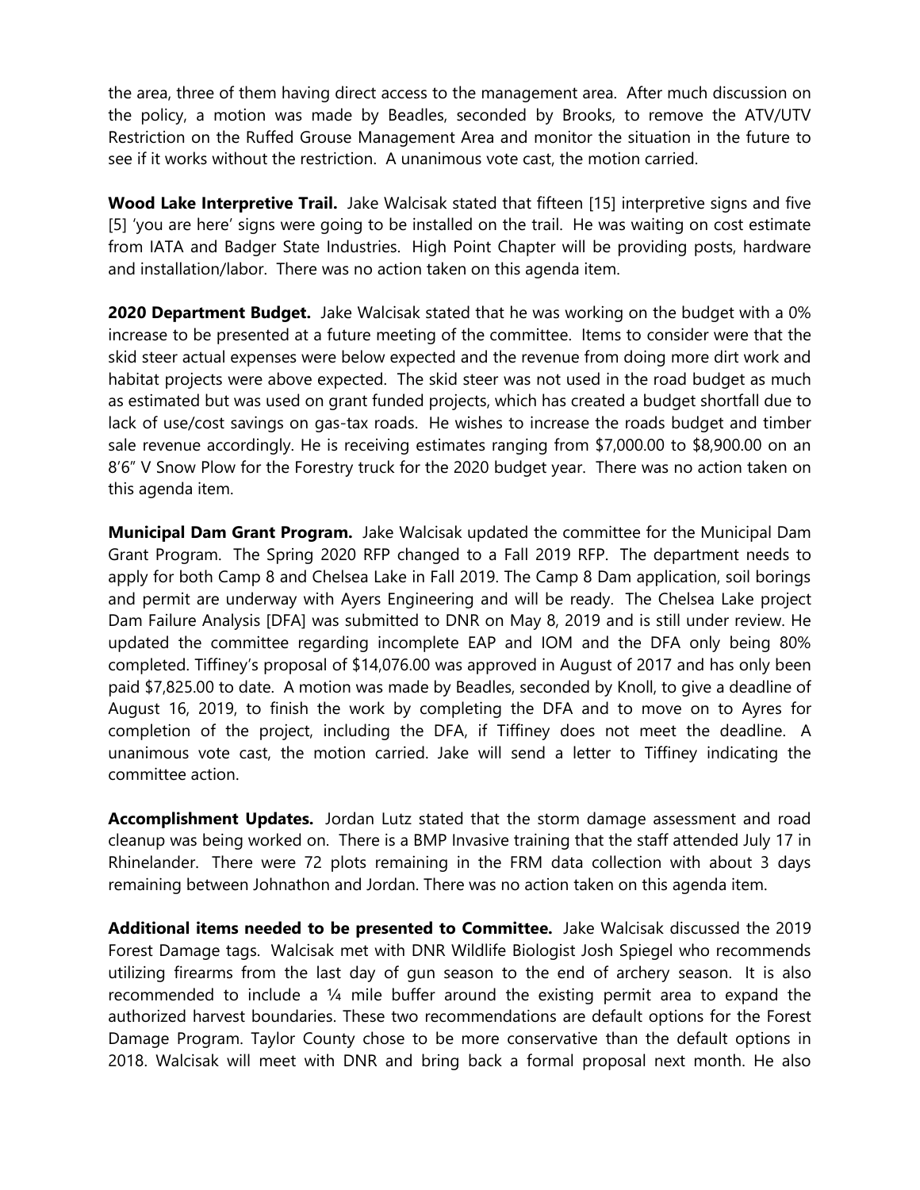the area, three of them having direct access to the management area. After much discussion on the policy, a motion was made by Beadles, seconded by Brooks, to remove the ATV/UTV Restriction on the Ruffed Grouse Management Area and monitor the situation in the future to see if it works without the restriction. A unanimous vote cast, the motion carried.

**Wood Lake Interpretive Trail.** Jake Walcisak stated that fifteen [15] interpretive signs and five [5] 'you are here' signs were going to be installed on the trail. He was waiting on cost estimate from IATA and Badger State Industries. High Point Chapter will be providing posts, hardware and installation/labor. There was no action taken on this agenda item.

**2020 Department Budget.** Jake Walcisak stated that he was working on the budget with a 0% increase to be presented at a future meeting of the committee. Items to consider were that the skid steer actual expenses were below expected and the revenue from doing more dirt work and habitat projects were above expected. The skid steer was not used in the road budget as much as estimated but was used on grant funded projects, which has created a budget shortfall due to lack of use/cost savings on gas-tax roads. He wishes to increase the roads budget and timber sale revenue accordingly. He is receiving estimates ranging from $7,000.00 to $8,900.00 on an 8'6" V Snow Plow for the Forestry truck for the 2020 budget year. There was no action taken on this agenda item.

**Municipal Dam Grant Program.** Jake Walcisak updated the committee for the Municipal Dam Grant Program. The Spring 2020 RFP changed to a Fall 2019 RFP. The department needs to apply for both Camp 8 and Chelsea Lake in Fall 2019. The Camp 8 Dam application, soil borings and permit are underway with Ayers Engineering and will be ready. The Chelsea Lake project Dam Failure Analysis [DFA] was submitted to DNR on May 8, 2019 and is still under review. He updated the committee regarding incomplete EAP and IOM and the DFA only being 80% completed. Tiffiney's proposal of $14,076.00 was approved in August of 2017 and has only been paid $7,825.00 to date. A motion was made by Beadles, seconded by Knoll, to give a deadline of August 16, 2019, to finish the work by completing the DFA and to move on to Ayres for completion of the project, including the DFA, if Tiffiney does not meet the deadline. A unanimous vote cast, the motion carried. Jake will send a letter to Tiffiney indicating the committee action.

**Accomplishment Updates.** Jordan Lutz stated that the storm damage assessment and road cleanup was being worked on. There is a BMP Invasive training that the staff attended July 17 in Rhinelander. There were 72 plots remaining in the FRM data collection with about 3 days remaining between Johnathon and Jordan. There was no action taken on this agenda item.

**Additional items needed to be presented to Committee.** Jake Walcisak discussed the 2019 Forest Damage tags. Walcisak met with DNR Wildlife Biologist Josh Spiegel who recommends utilizing firearms from the last day of gun season to the end of archery season. It is also recommended to include a ¼ mile buffer around the existing permit area to expand the authorized harvest boundaries. These two recommendations are default options for the Forest Damage Program. Taylor County chose to be more conservative than the default options in 2018. Walcisak will meet with DNR and bring back a formal proposal next month. He also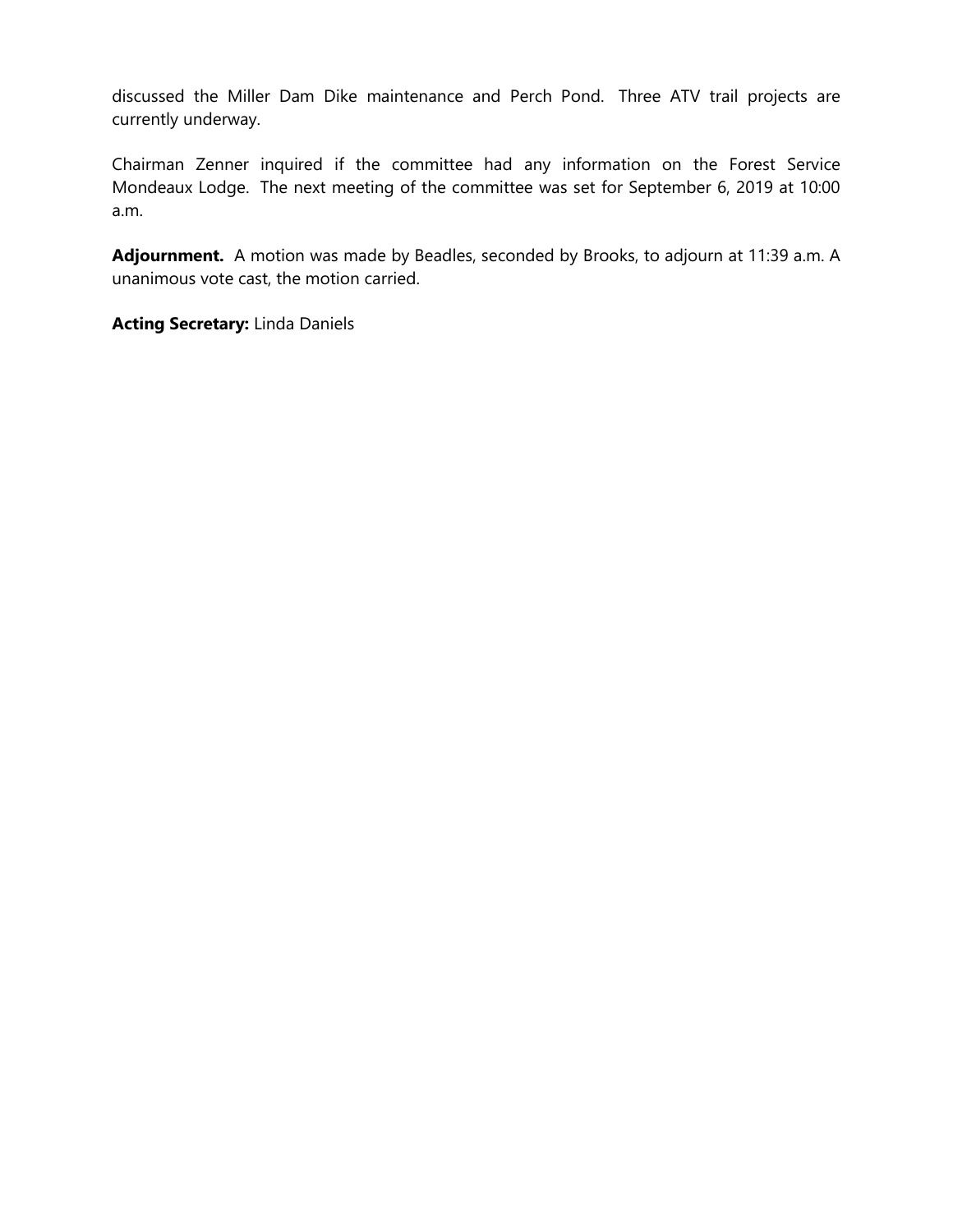discussed the Miller Dam Dike maintenance and Perch Pond. Three ATV trail projects are currently underway.

Chairman Zenner inquired if the committee had any information on the Forest Service Mondeaux Lodge. The next meeting of the committee was set for September 6, 2019 at 10:00 a.m.

**Adjournment.** A motion was made by Beadles, seconded by Brooks, to adjourn at 11:39 a.m. A unanimous vote cast, the motion carried.

**Acting Secretary:** Linda Daniels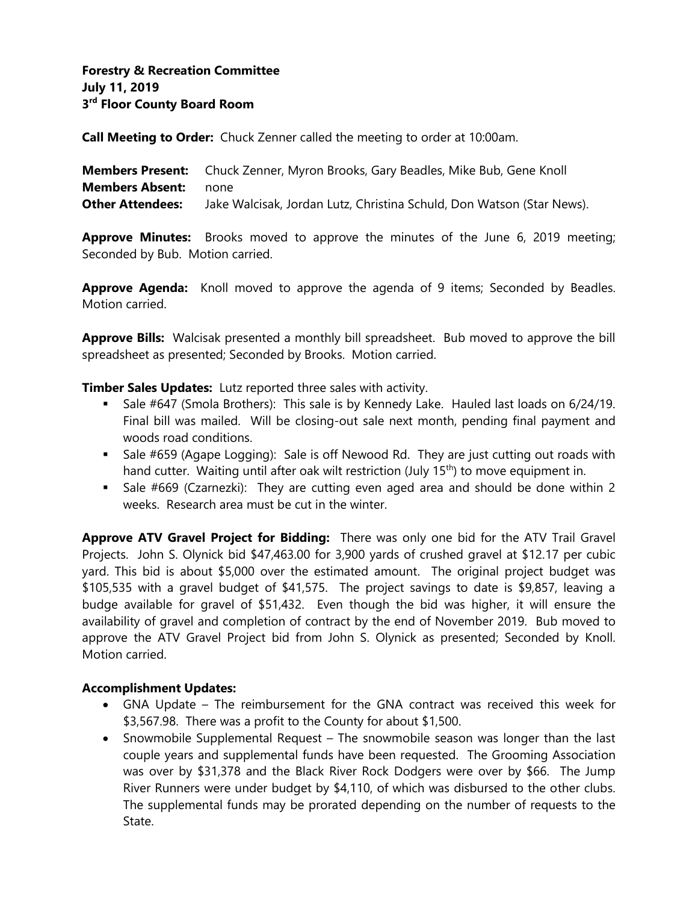**Forestry & Recreation Committee**
**July 11, 2019**
**3rd Floor County Board Room**

**Call Meeting to Order:** Chuck Zenner called the meeting to order at 10:00am.

**Members Present:** Chuck Zenner, Myron Brooks, Gary Beadles, Mike Bub, Gene Knoll
**Members Absent:** none
**Other Attendees:** Jake Walcisak, Jordan Lutz, Christina Schuld, Don Watson (Star News).

**Approve Minutes:** Brooks moved to approve the minutes of the June 6, 2019 meeting; Seconded by Bub. Motion carried.

**Approve Agenda:** Knoll moved to approve the agenda of 9 items; Seconded by Beadles. Motion carried.

**Approve Bills:** Walcisak presented a monthly bill spreadsheet. Bub moved to approve the bill spreadsheet as presented; Seconded by Brooks. Motion carried.

**Timber Sales Updates:** Lutz reported three sales with activity.

- Sale #647 (Smola Brothers): This sale is by Kennedy Lake. Hauled last loads on 6/24/19. Final bill was mailed. Will be closing-out sale next month, pending final payment and woods road conditions.
- Sale #659 (Agape Logging): Sale is off Newood Rd. They are just cutting out roads with hand cutter. Waiting until after oak wilt restriction (July 15th) to move equipment in.
- Sale #669 (Czarnezki): They are cutting even aged area and should be done within 2 weeks. Research area must be cut in the winter.

**Approve ATV Gravel Project for Bidding:** There was only one bid for the ATV Trail Gravel Projects. John S. Olynick bid $47,463.00 for 3,900 yards of crushed gravel at $12.17 per cubic yard. This bid is about $5,000 over the estimated amount. The original project budget was $105,535 with a gravel budget of $41,575. The project savings to date is $9,857, leaving a budge available for gravel of $51,432. Even though the bid was higher, it will ensure the availability of gravel and completion of contract by the end of November 2019. Bub moved to approve the ATV Gravel Project bid from John S. Olynick as presented; Seconded by Knoll. Motion carried.

**Accomplishment Updates:**

- GNA Update – The reimbursement for the GNA contract was received this week for $3,567.98. There was a profit to the County for about $1,500.
- Snowmobile Supplemental Request – The snowmobile season was longer than the last couple years and supplemental funds have been requested. The Grooming Association was over by $31,378 and the Black River Rock Dodgers were over by $66. The Jump River Runners were under budget by $4,110, of which was disbursed to the other clubs. The supplemental funds may be prorated depending on the number of requests to the State.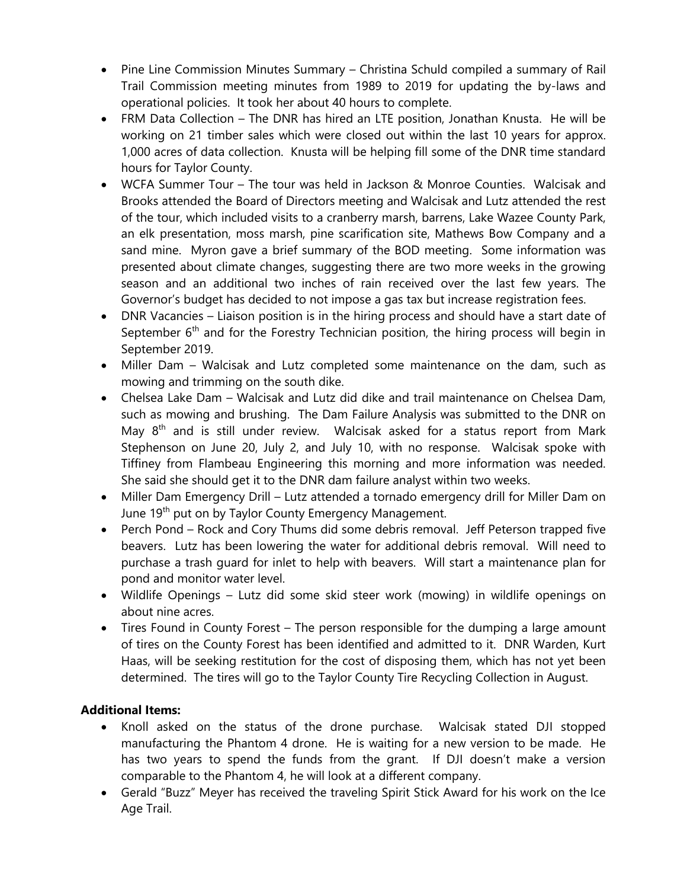- Pine Line Commission Minutes Summary – Christina Schuld compiled a summary of Rail Trail Commission meeting minutes from 1989 to 2019 for updating the by-laws and operational policies. It took her about 40 hours to complete.
- FRM Data Collection – The DNR has hired an LTE position, Jonathan Knusta. He will be working on 21 timber sales which were closed out within the last 10 years for approx. 1,000 acres of data collection. Knusta will be helping fill some of the DNR time standard hours for Taylor County.
- WCFA Summer Tour – The tour was held in Jackson & Monroe Counties. Walcisak and Brooks attended the Board of Directors meeting and Walcisak and Lutz attended the rest of the tour, which included visits to a cranberry marsh, barrens, Lake Wazee County Park, an elk presentation, moss marsh, pine scarification site, Mathews Bow Company and a sand mine. Myron gave a brief summary of the BOD meeting. Some information was presented about climate changes, suggesting there are two more weeks in the growing season and an additional two inches of rain received over the last few years. The Governor's budget has decided to not impose a gas tax but increase registration fees.
- DNR Vacancies – Liaison position is in the hiring process and should have a start date of September 6th and for the Forestry Technician position, the hiring process will begin in September 2019.
- Miller Dam – Walcisak and Lutz completed some maintenance on the dam, such as mowing and trimming on the south dike.
- Chelsea Lake Dam – Walcisak and Lutz did dike and trail maintenance on Chelsea Dam, such as mowing and brushing. The Dam Failure Analysis was submitted to the DNR on May 8th and is still under review. Walcisak asked for a status report from Mark Stephenson on June 20, July 2, and July 10, with no response. Walcisak spoke with Tiffiney from Flambeau Engineering this morning and more information was needed. She said she should get it to the DNR dam failure analyst within two weeks.
- Miller Dam Emergency Drill – Lutz attended a tornado emergency drill for Miller Dam on June 19th put on by Taylor County Emergency Management.
- Perch Pond – Rock and Cory Thums did some debris removal. Jeff Peterson trapped five beavers. Lutz has been lowering the water for additional debris removal. Will need to purchase a trash guard for inlet to help with beavers. Will start a maintenance plan for pond and monitor water level.
- Wildlife Openings – Lutz did some skid steer work (mowing) in wildlife openings on about nine acres.
- Tires Found in County Forest – The person responsible for the dumping a large amount of tires on the County Forest has been identified and admitted to it. DNR Warden, Kurt Haas, will be seeking restitution for the cost of disposing them, which has not yet been determined. The tires will go to the Taylor County Tire Recycling Collection in August.

**Additional Items:**

- Knoll asked on the status of the drone purchase. Walcisak stated DJI stopped manufacturing the Phantom 4 drone. He is waiting for a new version to be made. He has two years to spend the funds from the grant. If DJI doesn't make a version comparable to the Phantom 4, he will look at a different company.
- Gerald "Buzz" Meyer has received the traveling Spirit Stick Award for his work on the Ice Age Trail.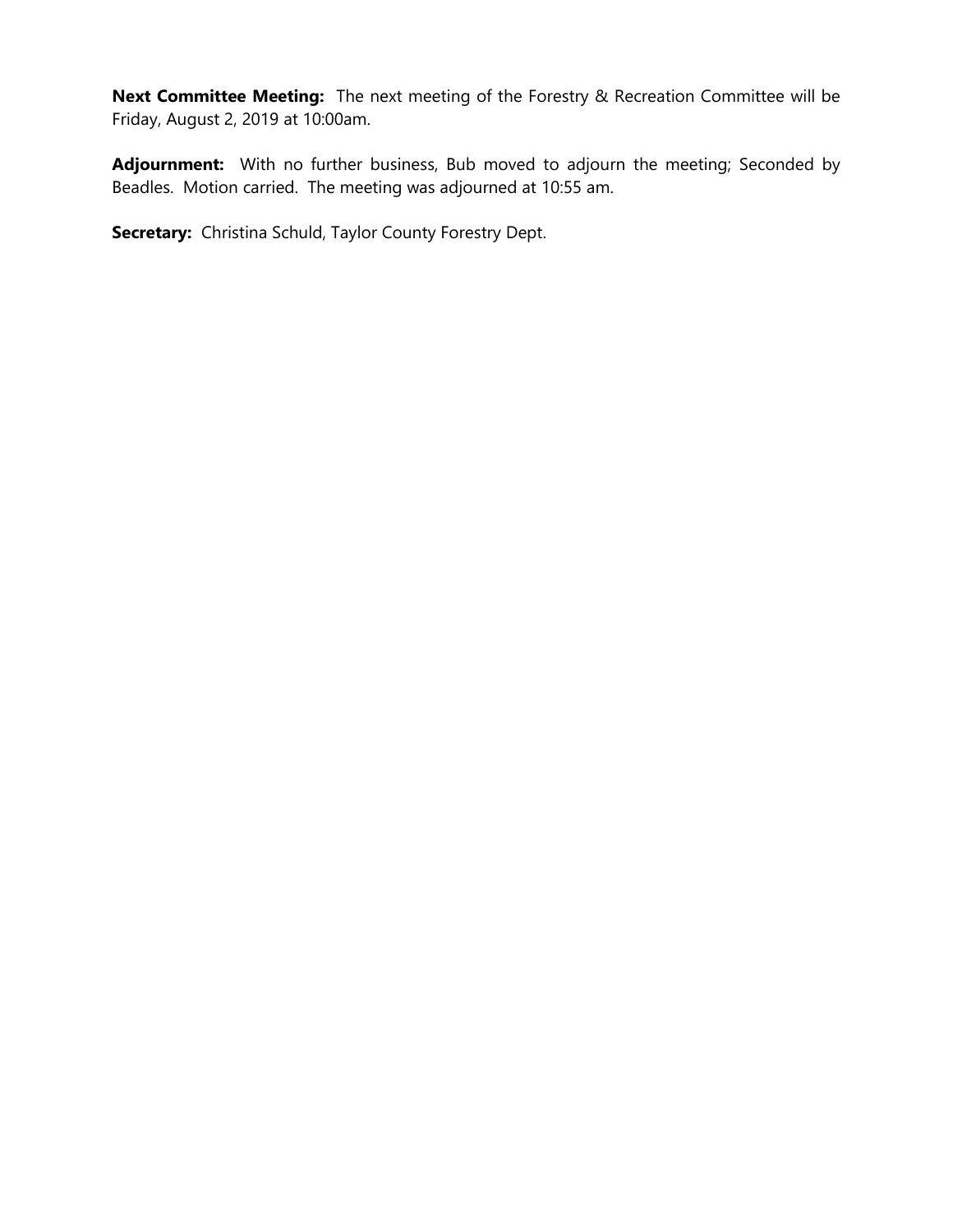**Next Committee Meeting:** The next meeting of the Forestry & Recreation Committee will be Friday, August 2, 2019 at 10:00am.

**Adjournment:** With no further business, Bub moved to adjourn the meeting; Seconded by Beadles. Motion carried. The meeting was adjourned at 10:55 am.

**Secretary:** Christina Schuld, Taylor County Forestry Dept.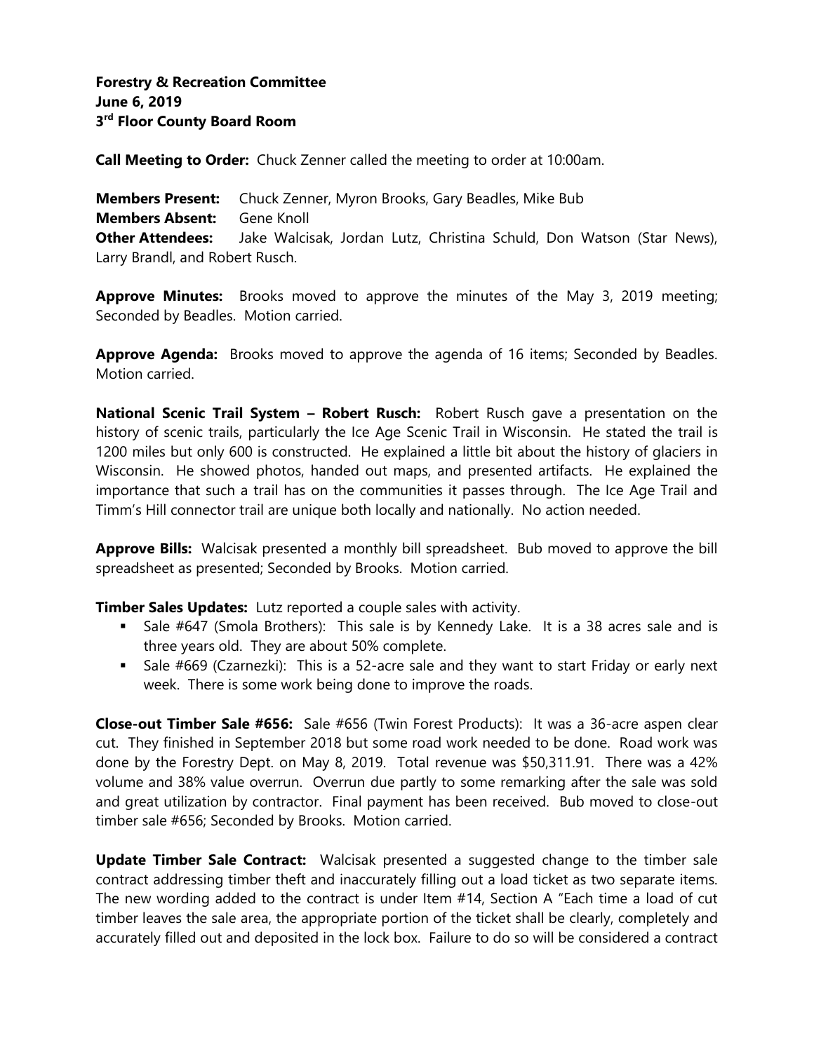**Forestry & Recreation Committee**
**June 6, 2019**
**3rd Floor County Board Room**

**Call Meeting to Order:** Chuck Zenner called the meeting to order at 10:00am.

**Members Present:** Chuck Zenner, Myron Brooks, Gary Beadles, Mike Bub
**Members Absent:** Gene Knoll
**Other Attendees:** Jake Walcisak, Jordan Lutz, Christina Schuld, Don Watson (Star News), Larry Brandl, and Robert Rusch.

**Approve Minutes:** Brooks moved to approve the minutes of the May 3, 2019 meeting; Seconded by Beadles. Motion carried.

**Approve Agenda:** Brooks moved to approve the agenda of 16 items; Seconded by Beadles. Motion carried.

**National Scenic Trail System – Robert Rusch:** Robert Rusch gave a presentation on the history of scenic trails, particularly the Ice Age Scenic Trail in Wisconsin. He stated the trail is 1200 miles but only 600 is constructed. He explained a little bit about the history of glaciers in Wisconsin. He showed photos, handed out maps, and presented artifacts. He explained the importance that such a trail has on the communities it passes through. The Ice Age Trail and Timm's Hill connector trail are unique both locally and nationally. No action needed.

**Approve Bills:** Walcisak presented a monthly bill spreadsheet. Bub moved to approve the bill spreadsheet as presented; Seconded by Brooks. Motion carried.

**Timber Sales Updates:** Lutz reported a couple sales with activity.

- Sale #647 (Smola Brothers): This sale is by Kennedy Lake. It is a 38 acres sale and is three years old. They are about 50% complete.
- Sale #669 (Czarnezki): This is a 52-acre sale and they want to start Friday or early next week. There is some work being done to improve the roads.

**Close-out Timber Sale #656:** Sale #656 (Twin Forest Products): It was a 36-acre aspen clear cut. They finished in September 2018 but some road work needed to be done. Road work was done by the Forestry Dept. on May 8, 2019. Total revenue was $50,311.91. There was a 42% volume and 38% value overrun. Overrun due partly to some remarking after the sale was sold and great utilization by contractor. Final payment has been received. Bub moved to close-out timber sale #656; Seconded by Brooks. Motion carried.

**Update Timber Sale Contract:** Walcisak presented a suggested change to the timber sale contract addressing timber theft and inaccurately filling out a load ticket as two separate items. The new wording added to the contract is under Item #14, Section A "Each time a load of cut timber leaves the sale area, the appropriate portion of the ticket shall be clearly, completely and accurately filled out and deposited in the lock box. Failure to do so will be considered a contract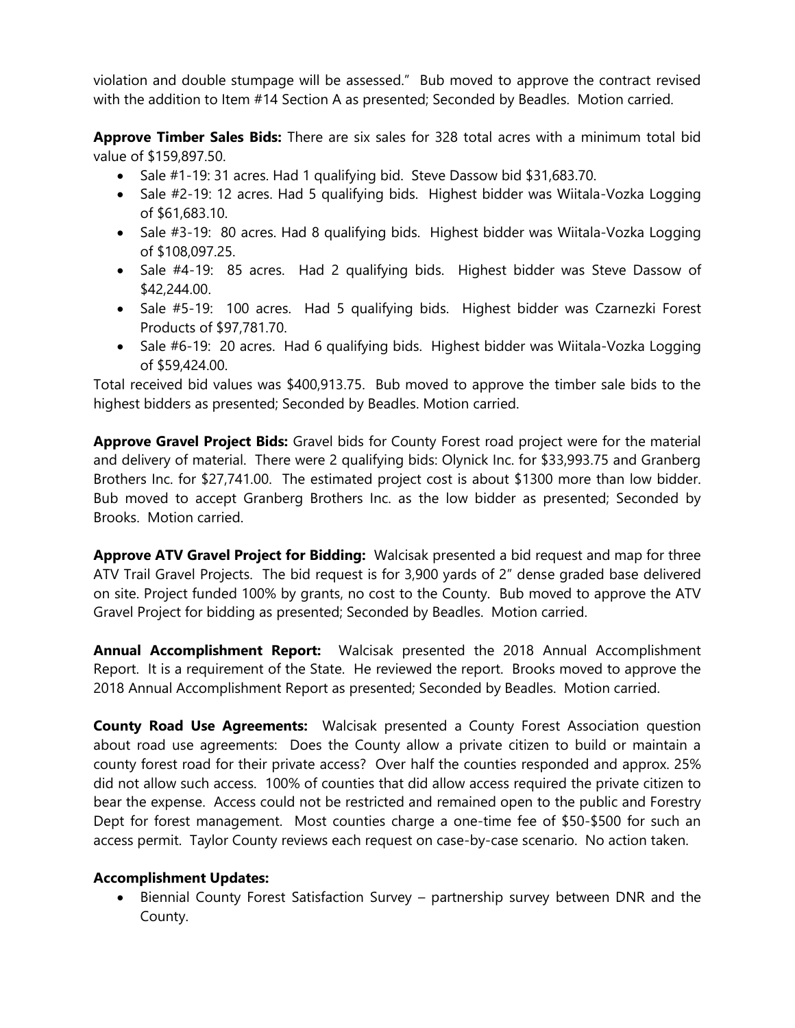violation and double stumpage will be assessed." Bub moved to approve the contract revised with the addition to Item #14 Section A as presented; Seconded by Beadles. Motion carried.

**Approve Timber Sales Bids:** There are six sales for 328 total acres with a minimum total bid value of $159,897.50.

- Sale #1-19: 31 acres. Had 1 qualifying bid. Steve Dassow bid $31,683.70.
- Sale #2-19: 12 acres. Had 5 qualifying bids. Highest bidder was Wiitala-Vozka Logging of $61,683.10.
- Sale #3-19: 80 acres. Had 8 qualifying bids. Highest bidder was Wiitala-Vozka Logging of $108,097.25.
- Sale #4-19: 85 acres. Had 2 qualifying bids. Highest bidder was Steve Dassow of $42,244.00.
- Sale #5-19: 100 acres. Had 5 qualifying bids. Highest bidder was Czarnezki Forest Products of $97,781.70.
- Sale #6-19: 20 acres. Had 6 qualifying bids. Highest bidder was Wiitala-Vozka Logging of $59,424.00.

Total received bid values was $400,913.75. Bub moved to approve the timber sale bids to the highest bidders as presented; Seconded by Beadles. Motion carried.

**Approve Gravel Project Bids:** Gravel bids for County Forest road project were for the material and delivery of material. There were 2 qualifying bids: Olynick Inc. for $33,993.75 and Granberg Brothers Inc. for $27,741.00. The estimated project cost is about $1300 more than low bidder. Bub moved to accept Granberg Brothers Inc. as the low bidder as presented; Seconded by Brooks. Motion carried.

**Approve ATV Gravel Project for Bidding:** Walcisak presented a bid request and map for three ATV Trail Gravel Projects. The bid request is for 3,900 yards of 2" dense graded base delivered on site. Project funded 100% by grants, no cost to the County. Bub moved to approve the ATV Gravel Project for bidding as presented; Seconded by Beadles. Motion carried.

**Annual Accomplishment Report:** Walcisak presented the 2018 Annual Accomplishment Report. It is a requirement of the State. He reviewed the report. Brooks moved to approve the 2018 Annual Accomplishment Report as presented; Seconded by Beadles. Motion carried.

**County Road Use Agreements:** Walcisak presented a County Forest Association question about road use agreements: Does the County allow a private citizen to build or maintain a county forest road for their private access? Over half the counties responded and approx. 25% did not allow such access. 100% of counties that did allow access required the private citizen to bear the expense. Access could not be restricted and remained open to the public and Forestry Dept for forest management. Most counties charge a one-time fee of $50-$500 for such an access permit. Taylor County reviews each request on case-by-case scenario. No action taken.

**Accomplishment Updates:**

- Biennial County Forest Satisfaction Survey – partnership survey between DNR and the County.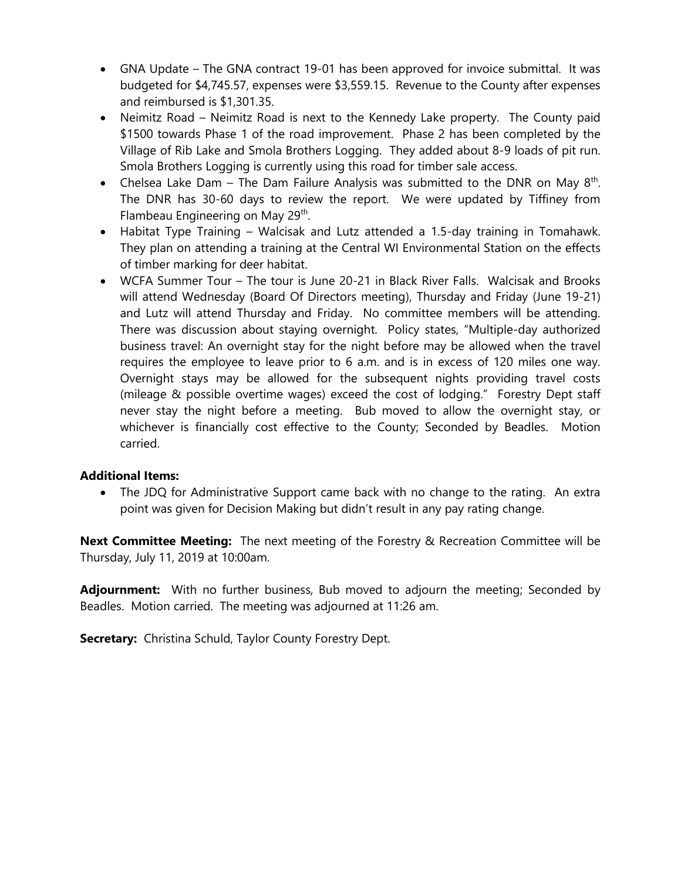- GNA Update – The GNA contract 19-01 has been approved for invoice submittal. It was budgeted for $4,745.57, expenses were $3,559.15. Revenue to the County after expenses and reimbursed is $1,301.35.
- Neimitz Road – Neimitz Road is next to the Kennedy Lake property. The County paid $1500 towards Phase 1 of the road improvement. Phase 2 has been completed by the Village of Rib Lake and Smola Brothers Logging. They added about 8-9 loads of pit run. Smola Brothers Logging is currently using this road for timber sale access.
- Chelsea Lake Dam – The Dam Failure Analysis was submitted to the DNR on May 8th. The DNR has 30-60 days to review the report. We were updated by Tiffiney from Flambeau Engineering on May 29th.
- Habitat Type Training – Walcisak and Lutz attended a 1.5-day training in Tomahawk. They plan on attending a training at the Central WI Environmental Station on the effects of timber marking for deer habitat.
- WCFA Summer Tour – The tour is June 20-21 in Black River Falls. Walcisak and Brooks will attend Wednesday (Board Of Directors meeting), Thursday and Friday (June 19-21) and Lutz will attend Thursday and Friday. No committee members will be attending. There was discussion about staying overnight. Policy states, "Multiple-day authorized business travel: An overnight stay for the night before may be allowed when the travel requires the employee to leave prior to 6 a.m. and is in excess of 120 miles one way. Overnight stays may be allowed for the subsequent nights providing travel costs (mileage & possible overtime wages) exceed the cost of lodging." Forestry Dept staff never stay the night before a meeting. Bub moved to allow the overnight stay, or whichever is financially cost effective to the County; Seconded by Beadles. Motion carried.

**Additional Items:**

- The JDQ for Administrative Support came back with no change to the rating. An extra point was given for Decision Making but didn't result in any pay rating change.

**Next Committee Meeting:** The next meeting of the Forestry & Recreation Committee will be Thursday, July 11, 2019 at 10:00am.

**Adjournment:** With no further business, Bub moved to adjourn the meeting; Seconded by Beadles. Motion carried. The meeting was adjourned at 11:26 am.

**Secretary:** Christina Schuld, Taylor County Forestry Dept.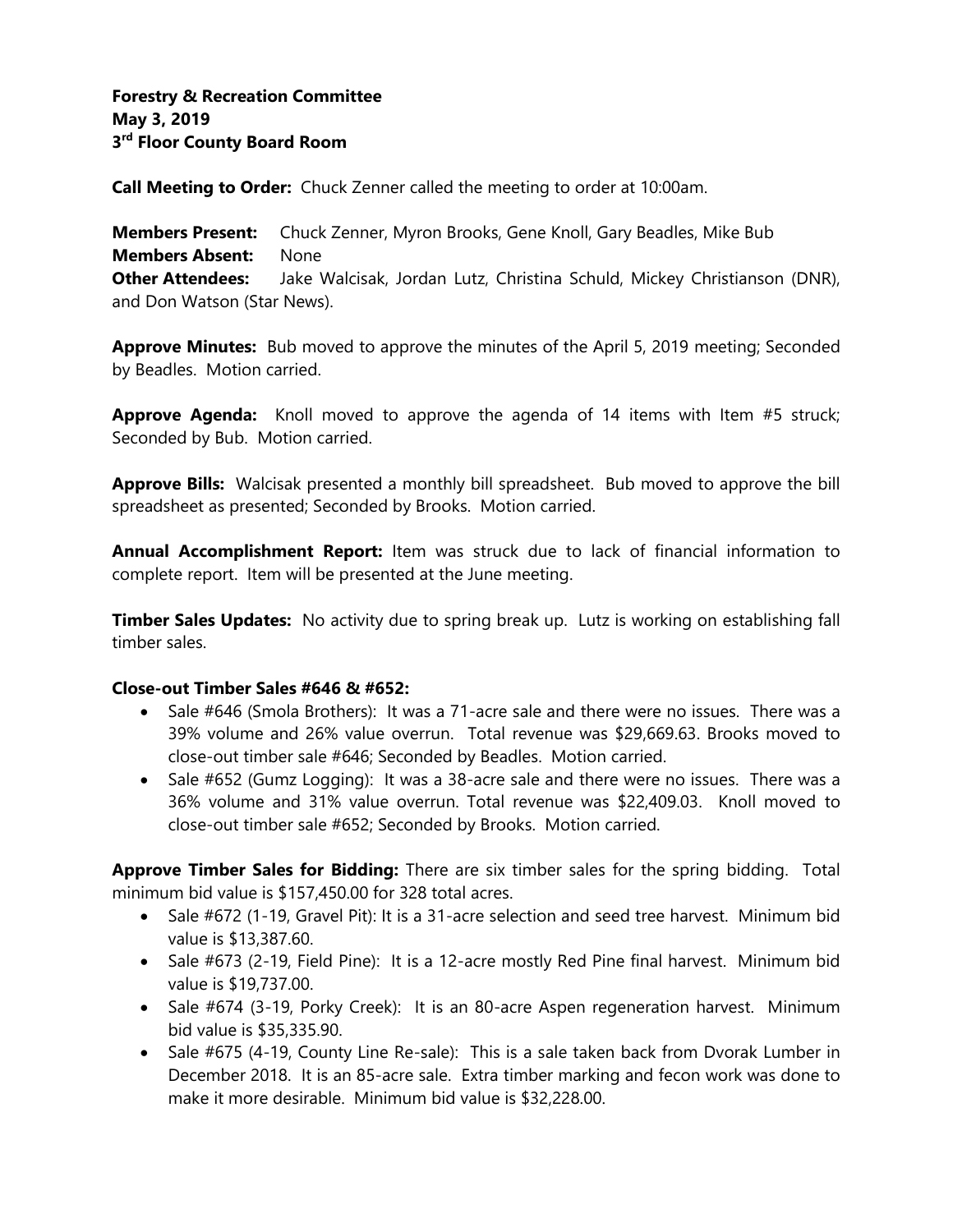**Forestry & Recreation Committee**
**May 3, 2019**
**3rd Floor County Board Room**

**Call Meeting to Order:** Chuck Zenner called the meeting to order at 10:00am.

**Members Present:** Chuck Zenner, Myron Brooks, Gene Knoll, Gary Beadles, Mike Bub
**Members Absent:** None
**Other Attendees:** Jake Walcisak, Jordan Lutz, Christina Schuld, Mickey Christianson (DNR), and Don Watson (Star News).

**Approve Minutes:** Bub moved to approve the minutes of the April 5, 2019 meeting; Seconded by Beadles. Motion carried.

**Approve Agenda:** Knoll moved to approve the agenda of 14 items with Item #5 struck; Seconded by Bub. Motion carried.

**Approve Bills:** Walcisak presented a monthly bill spreadsheet. Bub moved to approve the bill spreadsheet as presented; Seconded by Brooks. Motion carried.

**Annual Accomplishment Report:** Item was struck due to lack of financial information to complete report. Item will be presented at the June meeting.

**Timber Sales Updates:** No activity due to spring break up. Lutz is working on establishing fall timber sales.

**Close-out Timber Sales #646 & #652:**

- Sale #646 (Smola Brothers): It was a 71-acre sale and there were no issues. There was a 39% volume and 26% value overrun. Total revenue was $29,669.63. Brooks moved to close-out timber sale #646; Seconded by Beadles. Motion carried.
- Sale #652 (Gumz Logging): It was a 38-acre sale and there were no issues. There was a 36% volume and 31% value overrun. Total revenue was $22,409.03. Knoll moved to close-out timber sale #652; Seconded by Brooks. Motion carried.

**Approve Timber Sales for Bidding:** There are six timber sales for the spring bidding. Total minimum bid value is $157,450.00 for 328 total acres.

- Sale #672 (1-19, Gravel Pit): It is a 31-acre selection and seed tree harvest. Minimum bid value is $13,387.60.
- Sale #673 (2-19, Field Pine): It is a 12-acre mostly Red Pine final harvest. Minimum bid value is $19,737.00.
- Sale #674 (3-19, Porky Creek): It is an 80-acre Aspen regeneration harvest. Minimum bid value is $35,335.90.
- Sale #675 (4-19, County Line Re-sale): This is a sale taken back from Dvorak Lumber in December 2018. It is an 85-acre sale. Extra timber marking and fecon work was done to make it more desirable. Minimum bid value is $32,228.00.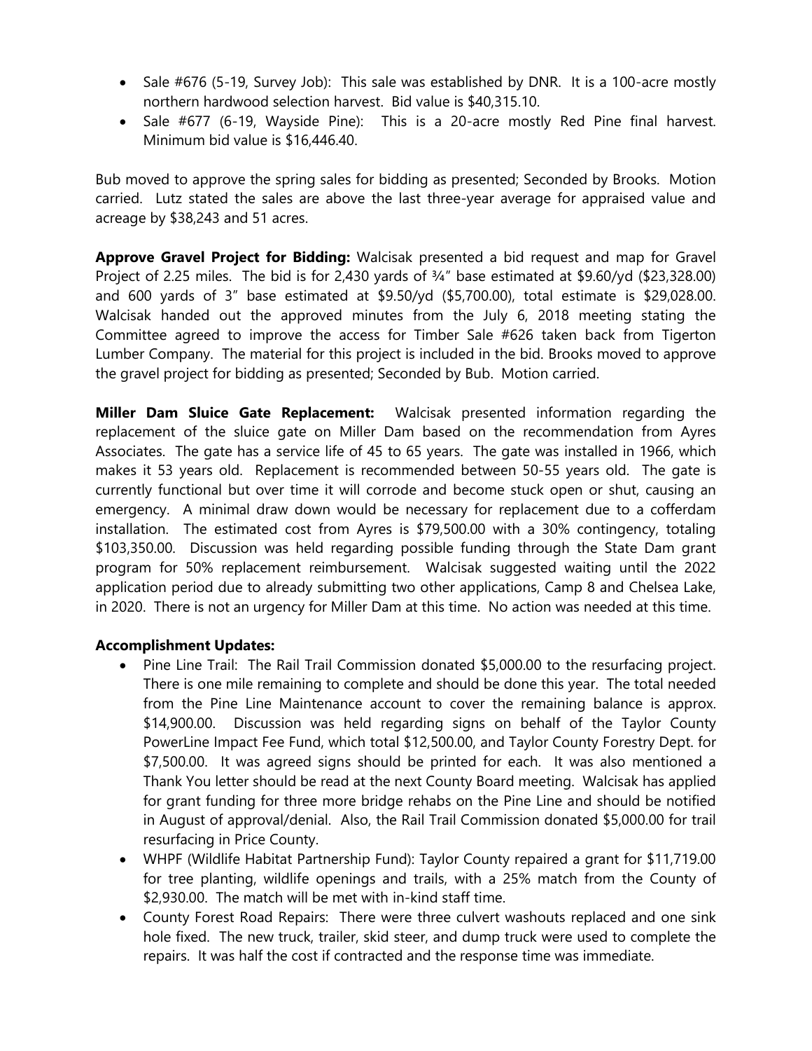- Sale #676 (5-19, Survey Job): This sale was established by DNR. It is a 100-acre mostly northern hardwood selection harvest. Bid value is $40,315.10.
- Sale #677 (6-19, Wayside Pine): This is a 20-acre mostly Red Pine final harvest. Minimum bid value is $16,446.40.

Bub moved to approve the spring sales for bidding as presented; Seconded by Brooks. Motion carried. Lutz stated the sales are above the last three-year average for appraised value and acreage by $38,243 and 51 acres.

**Approve Gravel Project for Bidding:** Walcisak presented a bid request and map for Gravel Project of 2.25 miles. The bid is for 2,430 yards of ¾" base estimated at $9.60/yd ($23,328.00) and 600 yards of 3" base estimated at $9.50/yd ($5,700.00), total estimate is $29,028.00. Walcisak handed out the approved minutes from the July 6, 2018 meeting stating the Committee agreed to improve the access for Timber Sale #626 taken back from Tigerton Lumber Company. The material for this project is included in the bid. Brooks moved to approve the gravel project for bidding as presented; Seconded by Bub. Motion carried.

**Miller Dam Sluice Gate Replacement:** Walcisak presented information regarding the replacement of the sluice gate on Miller Dam based on the recommendation from Ayres Associates. The gate has a service life of 45 to 65 years. The gate was installed in 1966, which makes it 53 years old. Replacement is recommended between 50-55 years old. The gate is currently functional but over time it will corrode and become stuck open or shut, causing an emergency. A minimal draw down would be necessary for replacement due to a cofferdam installation. The estimated cost from Ayres is $79,500.00 with a 30% contingency, totaling $103,350.00. Discussion was held regarding possible funding through the State Dam grant program for 50% replacement reimbursement. Walcisak suggested waiting until the 2022 application period due to already submitting two other applications, Camp 8 and Chelsea Lake, in 2020. There is not an urgency for Miller Dam at this time. No action was needed at this time.

**Accomplishment Updates:**

- Pine Line Trail: The Rail Trail Commission donated $5,000.00 to the resurfacing project. There is one mile remaining to complete and should be done this year. The total needed from the Pine Line Maintenance account to cover the remaining balance is approx. $14,900.00. Discussion was held regarding signs on behalf of the Taylor County PowerLine Impact Fee Fund, which total $12,500.00, and Taylor County Forestry Dept. for $7,500.00. It was agreed signs should be printed for each. It was also mentioned a Thank You letter should be read at the next County Board meeting. Walcisak has applied for grant funding for three more bridge rehabs on the Pine Line and should be notified in August of approval/denial. Also, the Rail Trail Commission donated $5,000.00 for trail resurfacing in Price County.
- WHPF (Wildlife Habitat Partnership Fund): Taylor County repaired a grant for $11,719.00 for tree planting, wildlife openings and trails, with a 25% match from the County of $2,930.00. The match will be met with in-kind staff time.
- County Forest Road Repairs: There were three culvert washouts replaced and one sink hole fixed. The new truck, trailer, skid steer, and dump truck were used to complete the repairs. It was half the cost if contracted and the response time was immediate.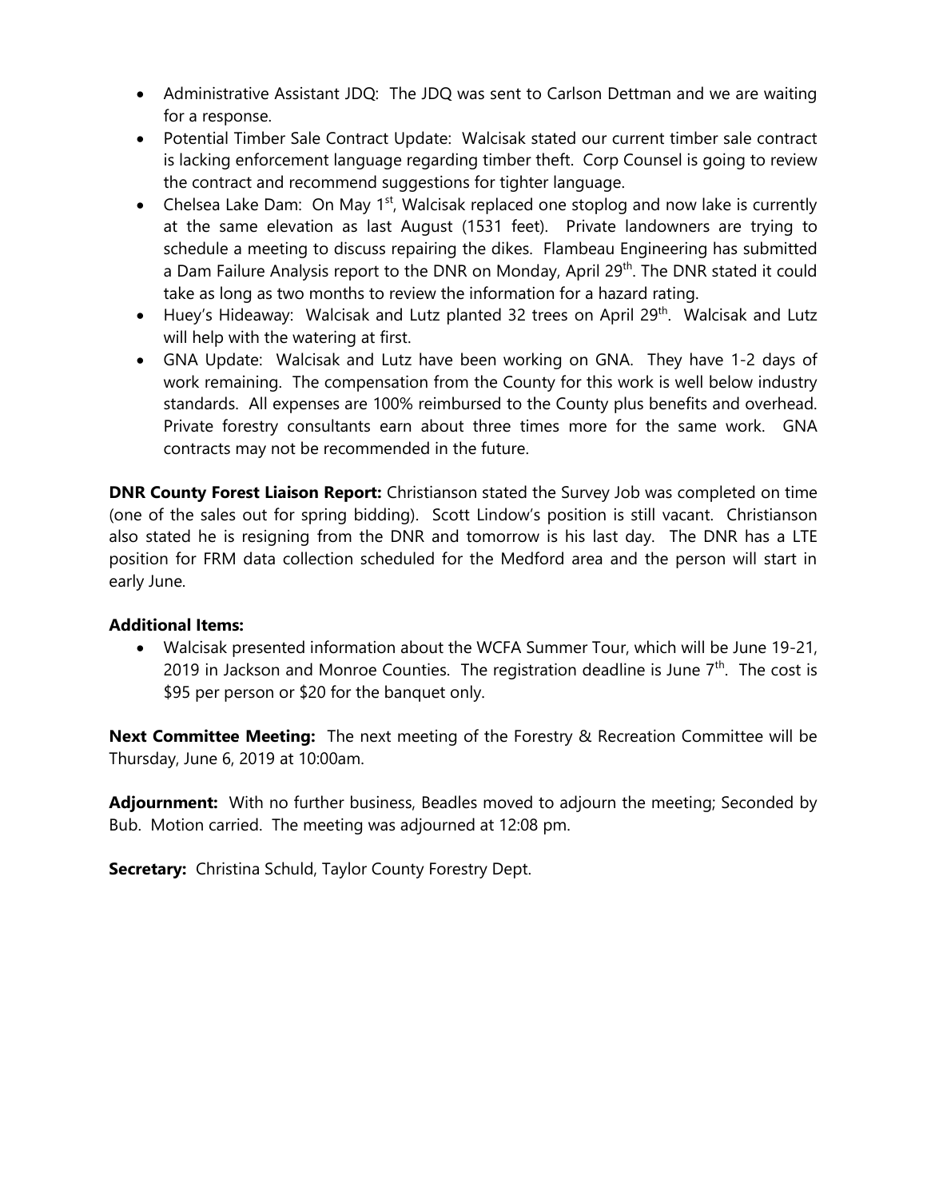- Administrative Assistant JDQ: The JDQ was sent to Carlson Dettman and we are waiting for a response.
- Potential Timber Sale Contract Update: Walcisak stated our current timber sale contract is lacking enforcement language regarding timber theft. Corp Counsel is going to review the contract and recommend suggestions for tighter language.
- Chelsea Lake Dam: On May 1st, Walcisak replaced one stoplog and now lake is currently at the same elevation as last August (1531 feet). Private landowners are trying to schedule a meeting to discuss repairing the dikes. Flambeau Engineering has submitted a Dam Failure Analysis report to the DNR on Monday, April 29th. The DNR stated it could take as long as two months to review the information for a hazard rating.
- Huey's Hideaway: Walcisak and Lutz planted 32 trees on April 29th. Walcisak and Lutz will help with the watering at first.
- GNA Update: Walcisak and Lutz have been working on GNA. They have 1-2 days of work remaining. The compensation from the County for this work is well below industry standards. All expenses are 100% reimbursed to the County plus benefits and overhead. Private forestry consultants earn about three times more for the same work. GNA contracts may not be recommended in the future.

**DNR County Forest Liaison Report:** Christianson stated the Survey Job was completed on time (one of the sales out for spring bidding). Scott Lindow's position is still vacant. Christianson also stated he is resigning from the DNR and tomorrow is his last day. The DNR has a LTE position for FRM data collection scheduled for the Medford area and the person will start in early June.

**Additional Items:**

- Walcisak presented information about the WCFA Summer Tour, which will be June 19-21, 2019 in Jackson and Monroe Counties. The registration deadline is June 7th. The cost is $95 per person or $20 for the banquet only.

**Next Committee Meeting:** The next meeting of the Forestry & Recreation Committee will be Thursday, June 6, 2019 at 10:00am.

**Adjournment:** With no further business, Beadles moved to adjourn the meeting; Seconded by Bub. Motion carried. The meeting was adjourned at 12:08 pm.

**Secretary:** Christina Schuld, Taylor County Forestry Dept.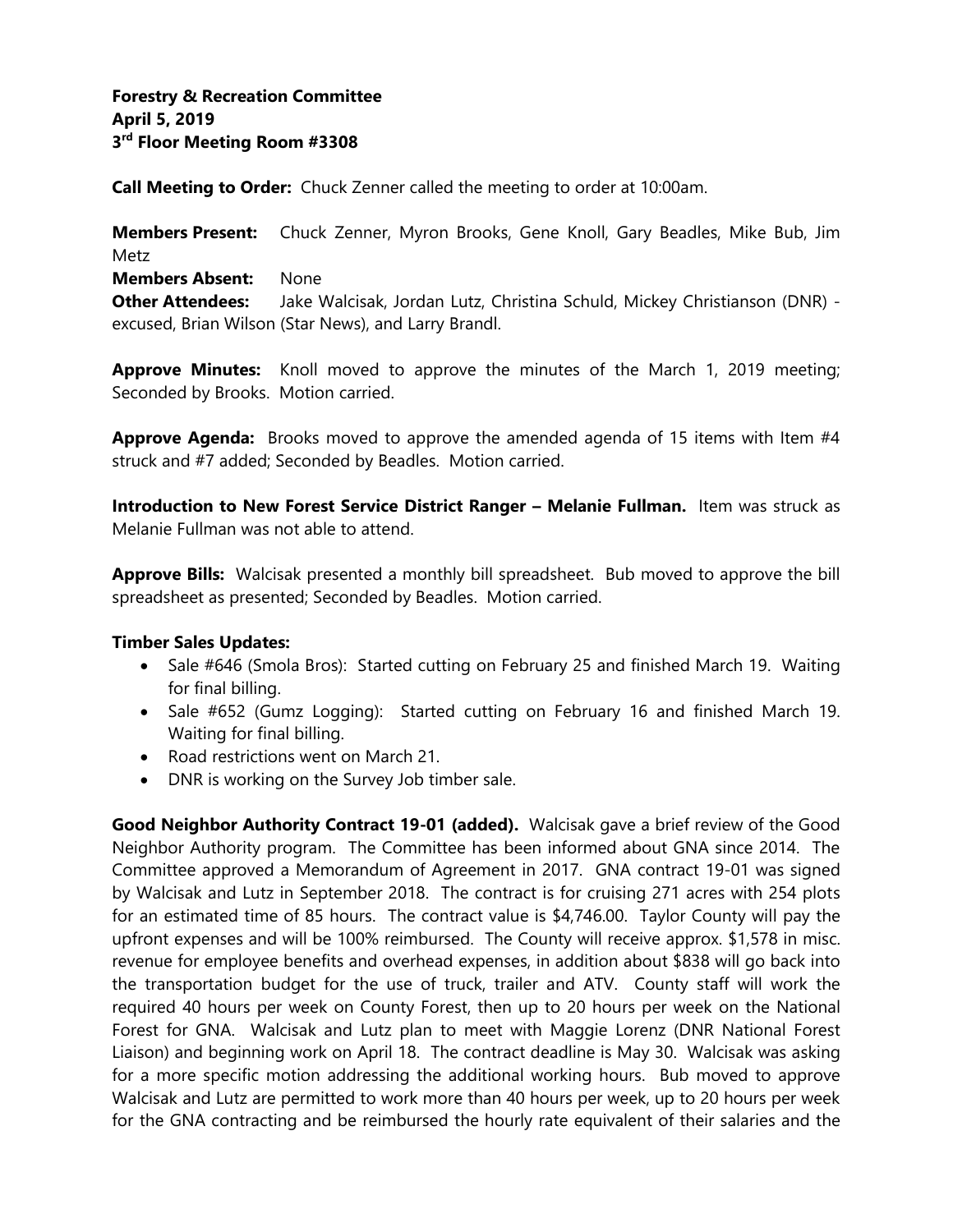**Forestry & Recreation Committee**
**April 5, 2019**
**3rd Floor Meeting Room #3308**

**Call Meeting to Order:** Chuck Zenner called the meeting to order at 10:00am.

**Members Present:** Chuck Zenner, Myron Brooks, Gene Knoll, Gary Beadles, Mike Bub, Jim Metz
**Members Absent:** None
**Other Attendees:** Jake Walcisak, Jordan Lutz, Christina Schuld, Mickey Christianson (DNR) - excused, Brian Wilson (Star News), and Larry Brandl.

**Approve Minutes:** Knoll moved to approve the minutes of the March 1, 2019 meeting; Seconded by Brooks. Motion carried.

**Approve Agenda:** Brooks moved to approve the amended agenda of 15 items with Item #4 struck and #7 added; Seconded by Beadles. Motion carried.

**Introduction to New Forest Service District Ranger – Melanie Fullman.** Item was struck as Melanie Fullman was not able to attend.

**Approve Bills:** Walcisak presented a monthly bill spreadsheet. Bub moved to approve the bill spreadsheet as presented; Seconded by Beadles. Motion carried.

**Timber Sales Updates:**

- Sale #646 (Smola Bros): Started cutting on February 25 and finished March 19. Waiting for final billing.
- Sale #652 (Gumz Logging): Started cutting on February 16 and finished March 19. Waiting for final billing.
- Road restrictions went on March 21.
- DNR is working on the Survey Job timber sale.

**Good Neighbor Authority Contract 19-01 (added).** Walcisak gave a brief review of the Good Neighbor Authority program. The Committee has been informed about GNA since 2014. The Committee approved a Memorandum of Agreement in 2017. GNA contract 19-01 was signed by Walcisak and Lutz in September 2018. The contract is for cruising 271 acres with 254 plots for an estimated time of 85 hours. The contract value is $4,746.00. Taylor County will pay the upfront expenses and will be 100% reimbursed. The County will receive approx. $1,578 in misc. revenue for employee benefits and overhead expenses, in addition about $838 will go back into the transportation budget for the use of truck, trailer and ATV. County staff will work the required 40 hours per week on County Forest, then up to 20 hours per week on the National Forest for GNA. Walcisak and Lutz plan to meet with Maggie Lorenz (DNR National Forest Liaison) and beginning work on April 18. The contract deadline is May 30. Walcisak was asking for a more specific motion addressing the additional working hours. Bub moved to approve Walcisak and Lutz are permitted to work more than 40 hours per week, up to 20 hours per week for the GNA contracting and be reimbursed the hourly rate equivalent of their salaries and the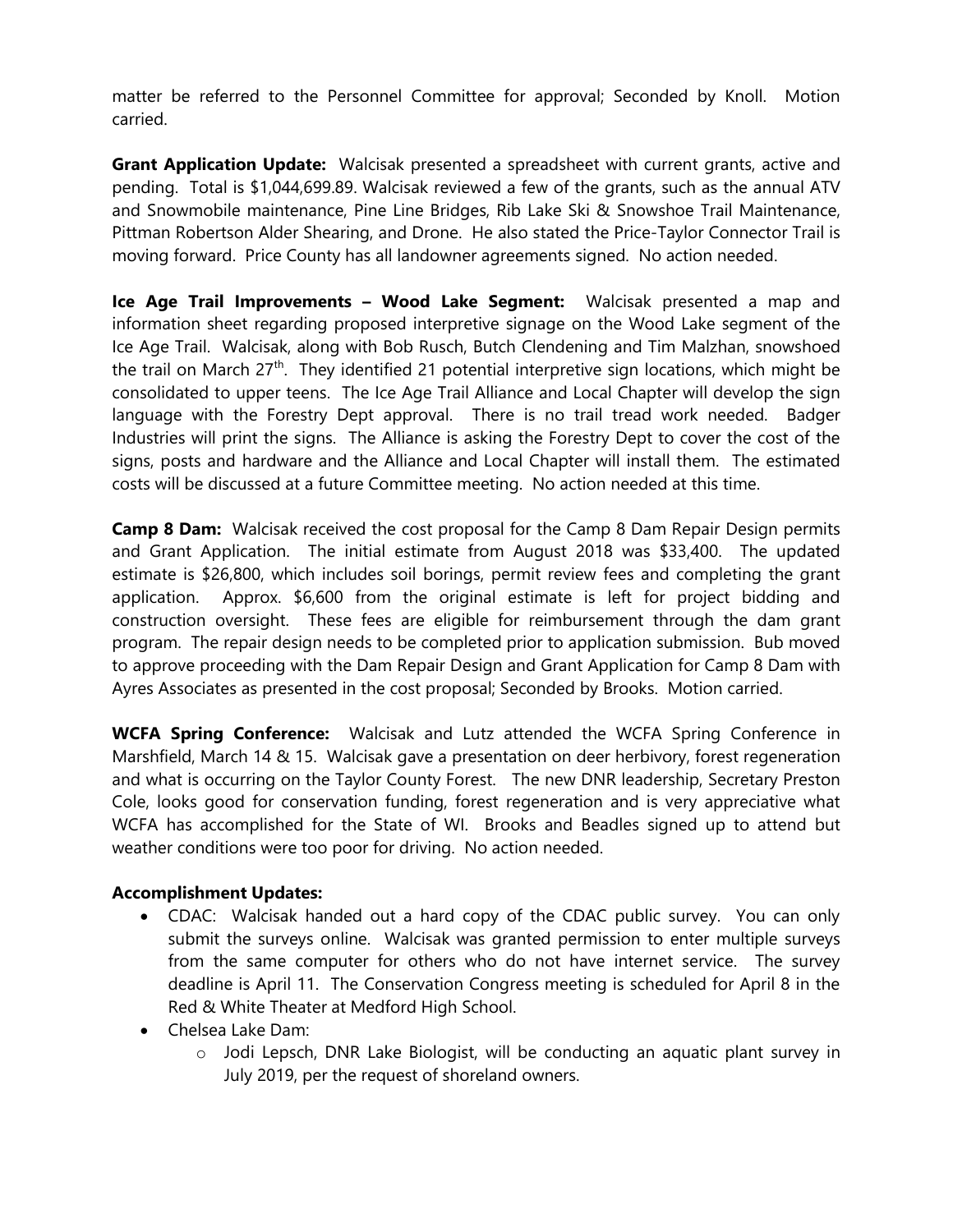matter be referred to the Personnel Committee for approval; Seconded by Knoll. Motion carried.

**Grant Application Update:** Walcisak presented a spreadsheet with current grants, active and pending. Total is $1,044,699.89. Walcisak reviewed a few of the grants, such as the annual ATV and Snowmobile maintenance, Pine Line Bridges, Rib Lake Ski & Snowshoe Trail Maintenance, Pittman Robertson Alder Shearing, and Drone. He also stated the Price-Taylor Connector Trail is moving forward. Price County has all landowner agreements signed. No action needed.

**Ice Age Trail Improvements – Wood Lake Segment:** Walcisak presented a map and information sheet regarding proposed interpretive signage on the Wood Lake segment of the Ice Age Trail. Walcisak, along with Bob Rusch, Butch Clendening and Tim Malzhan, snowshoed the trail on March 27th. They identified 21 potential interpretive sign locations, which might be consolidated to upper teens. The Ice Age Trail Alliance and Local Chapter will develop the sign language with the Forestry Dept approval. There is no trail tread work needed. Badger Industries will print the signs. The Alliance is asking the Forestry Dept to cover the cost of the signs, posts and hardware and the Alliance and Local Chapter will install them. The estimated costs will be discussed at a future Committee meeting. No action needed at this time.

**Camp 8 Dam:** Walcisak received the cost proposal for the Camp 8 Dam Repair Design permits and Grant Application. The initial estimate from August 2018 was $33,400. The updated estimate is $26,800, which includes soil borings, permit review fees and completing the grant application. Approx. $6,600 from the original estimate is left for project bidding and construction oversight. These fees are eligible for reimbursement through the dam grant program. The repair design needs to be completed prior to application submission. Bub moved to approve proceeding with the Dam Repair Design and Grant Application for Camp 8 Dam with Ayres Associates as presented in the cost proposal; Seconded by Brooks. Motion carried.

**WCFA Spring Conference:** Walcisak and Lutz attended the WCFA Spring Conference in Marshfield, March 14 & 15. Walcisak gave a presentation on deer herbivory, forest regeneration and what is occurring on the Taylor County Forest. The new DNR leadership, Secretary Preston Cole, looks good for conservation funding, forest regeneration and is very appreciative what WCFA has accomplished for the State of WI. Brooks and Beadles signed up to attend but weather conditions were too poor for driving. No action needed.

**Accomplishment Updates:**

- CDAC: Walcisak handed out a hard copy of the CDAC public survey. You can only submit the surveys online. Walcisak was granted permission to enter multiple surveys from the same computer for others who do not have internet service. The survey deadline is April 11. The Conservation Congress meeting is scheduled for April 8 in the Red & White Theater at Medford High School.
- Chelsea Lake Dam:
  - Jodi Lepsch, DNR Lake Biologist, will be conducting an aquatic plant survey in July 2019, per the request of shoreland owners.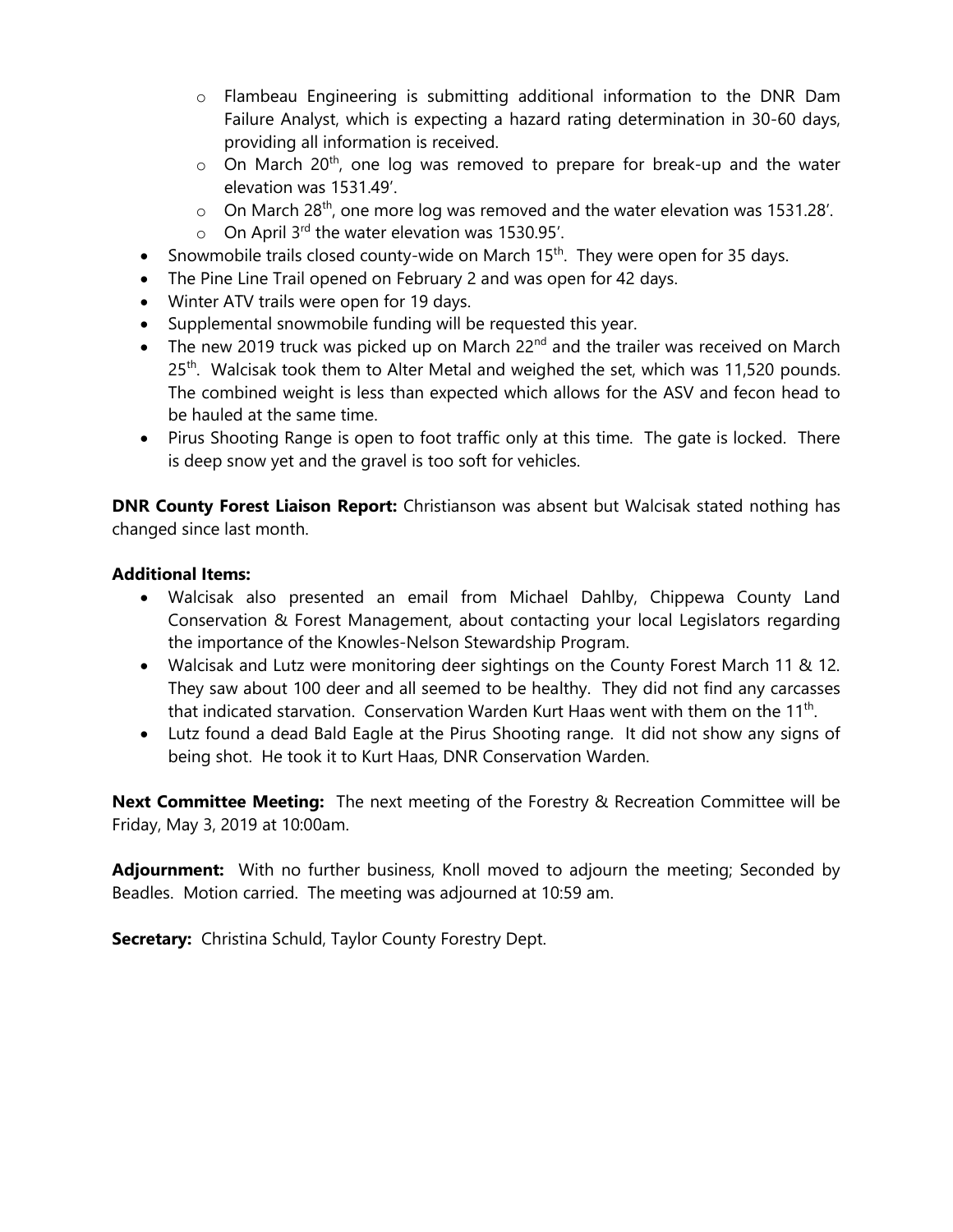- Flambeau Engineering is submitting additional information to the DNR Dam Failure Analyst, which is expecting a hazard rating determination in 30-60 days, providing all information is received.
  - On March 20th, one log was removed to prepare for break-up and the water elevation was 1531.49'.
  - On March 28th, one more log was removed and the water elevation was 1531.28'.
  - On April 3rd the water elevation was 1530.95'.
- Snowmobile trails closed county-wide on March 15th. They were open for 35 days.
- The Pine Line Trail opened on February 2 and was open for 42 days.
- Winter ATV trails were open for 19 days.
- Supplemental snowmobile funding will be requested this year.
- The new 2019 truck was picked up on March 22nd and the trailer was received on March 25th. Walcisak took them to Alter Metal and weighed the set, which was 11,520 pounds. The combined weight is less than expected which allows for the ASV and fecon head to be hauled at the same time.
- Pirus Shooting Range is open to foot traffic only at this time. The gate is locked. There is deep snow yet and the gravel is too soft for vehicles.

**DNR County Forest Liaison Report:** Christianson was absent but Walcisak stated nothing has changed since last month.

**Additional Items:**

- Walcisak also presented an email from Michael Dahlby, Chippewa County Land Conservation & Forest Management, about contacting your local Legislators regarding the importance of the Knowles-Nelson Stewardship Program.
- Walcisak and Lutz were monitoring deer sightings on the County Forest March 11 & 12. They saw about 100 deer and all seemed to be healthy. They did not find any carcasses that indicated starvation. Conservation Warden Kurt Haas went with them on the 11th.
- Lutz found a dead Bald Eagle at the Pirus Shooting range. It did not show any signs of being shot. He took it to Kurt Haas, DNR Conservation Warden.

**Next Committee Meeting:** The next meeting of the Forestry & Recreation Committee will be Friday, May 3, 2019 at 10:00am.

**Adjournment:** With no further business, Knoll moved to adjourn the meeting; Seconded by Beadles. Motion carried. The meeting was adjourned at 10:59 am.

**Secretary:** Christina Schuld, Taylor County Forestry Dept.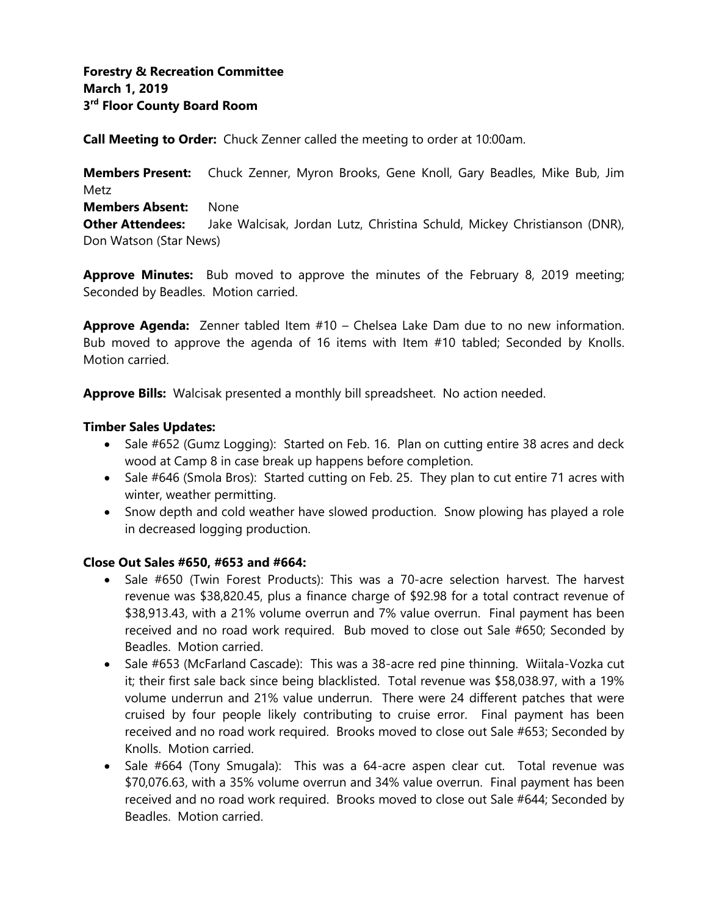**Forestry & Recreation Committee**
**March 1, 2019**
**3rd Floor County Board Room**

**Call Meeting to Order:** Chuck Zenner called the meeting to order at 10:00am.

**Members Present:** Chuck Zenner, Myron Brooks, Gene Knoll, Gary Beadles, Mike Bub, Jim Metz
**Members Absent:** None
**Other Attendees:** Jake Walcisak, Jordan Lutz, Christina Schuld, Mickey Christianson (DNR), Don Watson (Star News)

**Approve Minutes:** Bub moved to approve the minutes of the February 8, 2019 meeting; Seconded by Beadles. Motion carried.

**Approve Agenda:** Zenner tabled Item #10 – Chelsea Lake Dam due to no new information. Bub moved to approve the agenda of 16 items with Item #10 tabled; Seconded by Knolls. Motion carried.

**Approve Bills:** Walcisak presented a monthly bill spreadsheet. No action needed.

**Timber Sales Updates:**

- Sale #652 (Gumz Logging): Started on Feb. 16. Plan on cutting entire 38 acres and deck wood at Camp 8 in case break up happens before completion.
- Sale #646 (Smola Bros): Started cutting on Feb. 25. They plan to cut entire 71 acres with winter, weather permitting.
- Snow depth and cold weather have slowed production. Snow plowing has played a role in decreased logging production.

**Close Out Sales #650, #653 and #664:**

- Sale #650 (Twin Forest Products): This was a 70-acre selection harvest. The harvest revenue was $38,820.45, plus a finance charge of $92.98 for a total contract revenue of $38,913.43, with a 21% volume overrun and 7% value overrun. Final payment has been received and no road work required. Bub moved to close out Sale #650; Seconded by Beadles. Motion carried.
- Sale #653 (McFarland Cascade): This was a 38-acre red pine thinning. Wiitala-Vozka cut it; their first sale back since being blacklisted. Total revenue was $58,038.97, with a 19% volume underrun and 21% value underrun. There were 24 different patches that were cruised by four people likely contributing to cruise error. Final payment has been received and no road work required. Brooks moved to close out Sale #653; Seconded by Knolls. Motion carried.
- Sale #664 (Tony Smugala): This was a 64-acre aspen clear cut. Total revenue was $70,076.63, with a 35% volume overrun and 34% value overrun. Final payment has been received and no road work required. Brooks moved to close out Sale #644; Seconded by Beadles. Motion carried.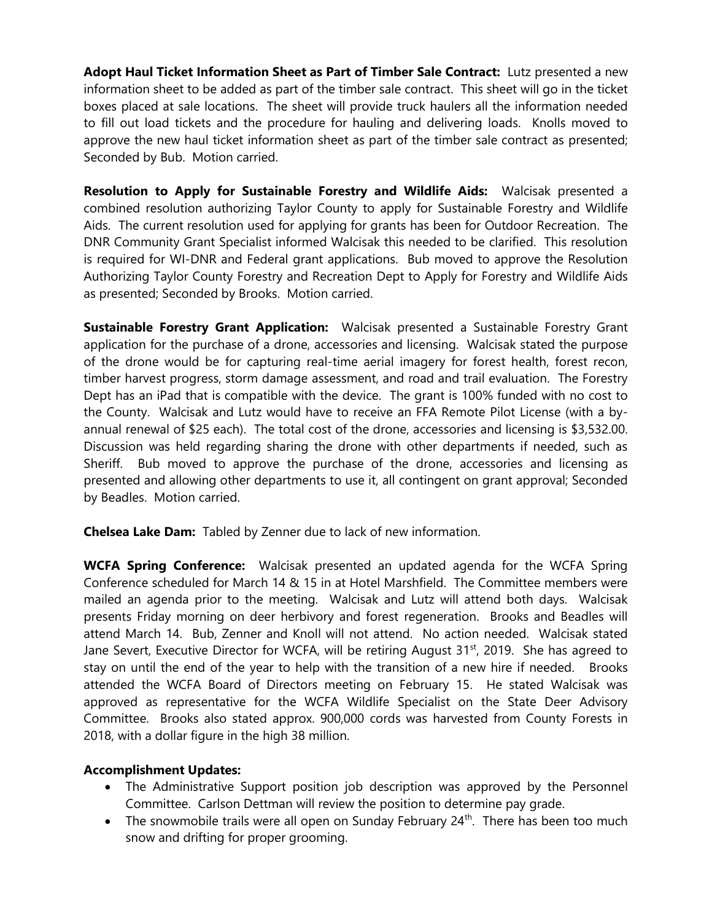**Adopt Haul Ticket Information Sheet as Part of Timber Sale Contract:** Lutz presented a new information sheet to be added as part of the timber sale contract. This sheet will go in the ticket boxes placed at sale locations. The sheet will provide truck haulers all the information needed to fill out load tickets and the procedure for hauling and delivering loads. Knolls moved to approve the new haul ticket information sheet as part of the timber sale contract as presented; Seconded by Bub. Motion carried.

**Resolution to Apply for Sustainable Forestry and Wildlife Aids:** Walcisak presented a combined resolution authorizing Taylor County to apply for Sustainable Forestry and Wildlife Aids. The current resolution used for applying for grants has been for Outdoor Recreation. The DNR Community Grant Specialist informed Walcisak this needed to be clarified. This resolution is required for WI-DNR and Federal grant applications. Bub moved to approve the Resolution Authorizing Taylor County Forestry and Recreation Dept to Apply for Forestry and Wildlife Aids as presented; Seconded by Brooks. Motion carried.

**Sustainable Forestry Grant Application:** Walcisak presented a Sustainable Forestry Grant application for the purchase of a drone, accessories and licensing. Walcisak stated the purpose of the drone would be for capturing real-time aerial imagery for forest health, forest recon, timber harvest progress, storm damage assessment, and road and trail evaluation. The Forestry Dept has an iPad that is compatible with the device. The grant is 100% funded with no cost to the County. Walcisak and Lutz would have to receive an FFA Remote Pilot License (with a by-annual renewal of $25 each). The total cost of the drone, accessories and licensing is $3,532.00. Discussion was held regarding sharing the drone with other departments if needed, such as Sheriff. Bub moved to approve the purchase of the drone, accessories and licensing as presented and allowing other departments to use it, all contingent on grant approval; Seconded by Beadles. Motion carried.

**Chelsea Lake Dam:** Tabled by Zenner due to lack of new information.

**WCFA Spring Conference:** Walcisak presented an updated agenda for the WCFA Spring Conference scheduled for March 14 & 15 in at Hotel Marshfield. The Committee members were mailed an agenda prior to the meeting. Walcisak and Lutz will attend both days. Walcisak presents Friday morning on deer herbivory and forest regeneration. Brooks and Beadles will attend March 14. Bub, Zenner and Knoll will not attend. No action needed. Walcisak stated Jane Severt, Executive Director for WCFA, will be retiring August 31st, 2019. She has agreed to stay on until the end of the year to help with the transition of a new hire if needed. Brooks attended the WCFA Board of Directors meeting on February 15. He stated Walcisak was approved as representative for the WCFA Wildlife Specialist on the State Deer Advisory Committee. Brooks also stated approx. 900,000 cords was harvested from County Forests in 2018, with a dollar figure in the high 38 million.

**Accomplishment Updates:**

- The Administrative Support position job description was approved by the Personnel Committee. Carlson Dettman will review the position to determine pay grade.
- The snowmobile trails were all open on Sunday February 24th. There has been too much snow and drifting for proper grooming.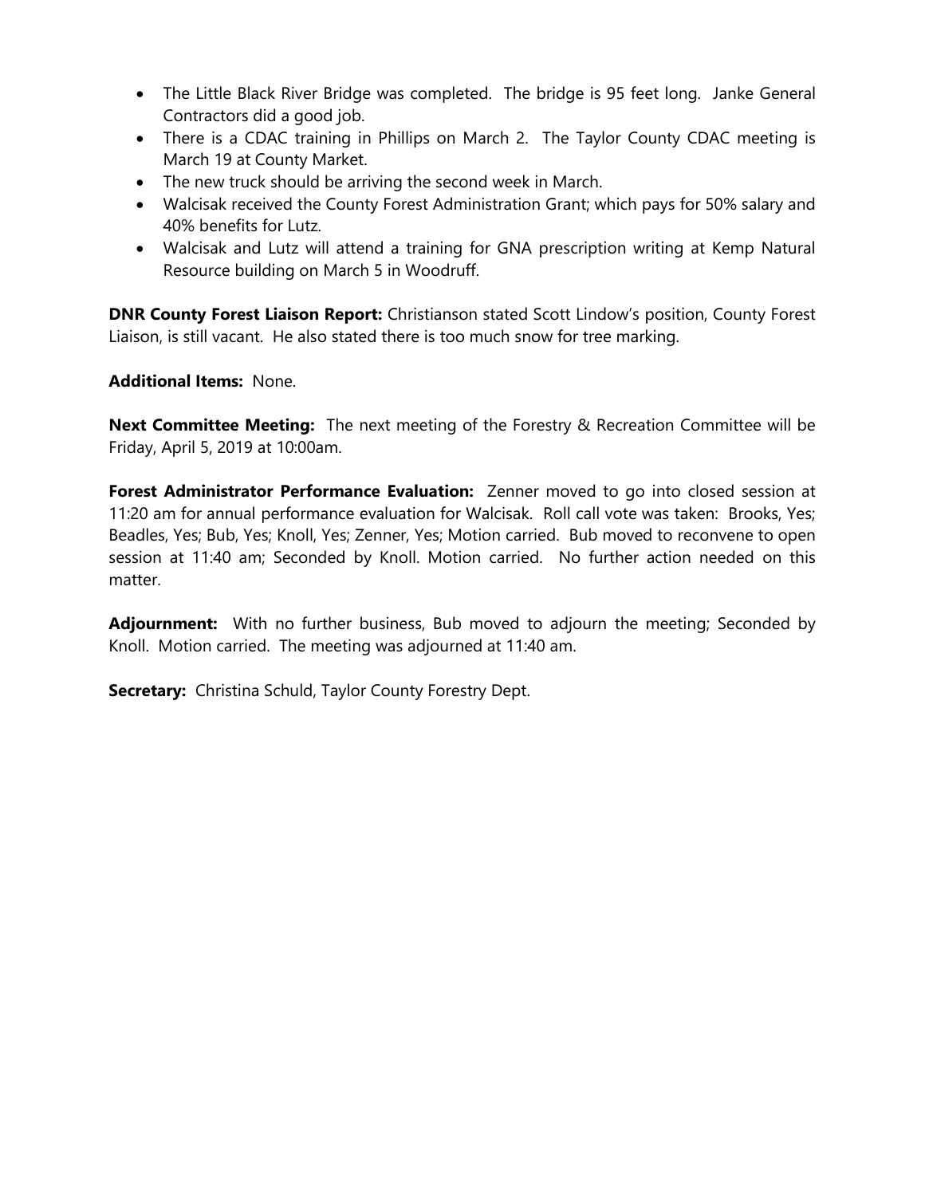- The Little Black River Bridge was completed. The bridge is 95 feet long. Janke General Contractors did a good job.
- There is a CDAC training in Phillips on March 2. The Taylor County CDAC meeting is March 19 at County Market.
- The new truck should be arriving the second week in March.
- Walcisak received the County Forest Administration Grant; which pays for 50% salary and 40% benefits for Lutz.
- Walcisak and Lutz will attend a training for GNA prescription writing at Kemp Natural Resource building on March 5 in Woodruff.

**DNR County Forest Liaison Report:** Christianson stated Scott Lindow's position, County Forest Liaison, is still vacant. He also stated there is too much snow for tree marking.

**Additional Items:** None.

**Next Committee Meeting:** The next meeting of the Forestry & Recreation Committee will be Friday, April 5, 2019 at 10:00am.

**Forest Administrator Performance Evaluation:** Zenner moved to go into closed session at 11:20 am for annual performance evaluation for Walcisak. Roll call vote was taken: Brooks, Yes; Beadles, Yes; Bub, Yes; Knoll, Yes; Zenner, Yes; Motion carried. Bub moved to reconvene to open session at 11:40 am; Seconded by Knoll. Motion carried. No further action needed on this matter.

**Adjournment:** With no further business, Bub moved to adjourn the meeting; Seconded by Knoll. Motion carried. The meeting was adjourned at 11:40 am.

**Secretary:** Christina Schuld, Taylor County Forestry Dept.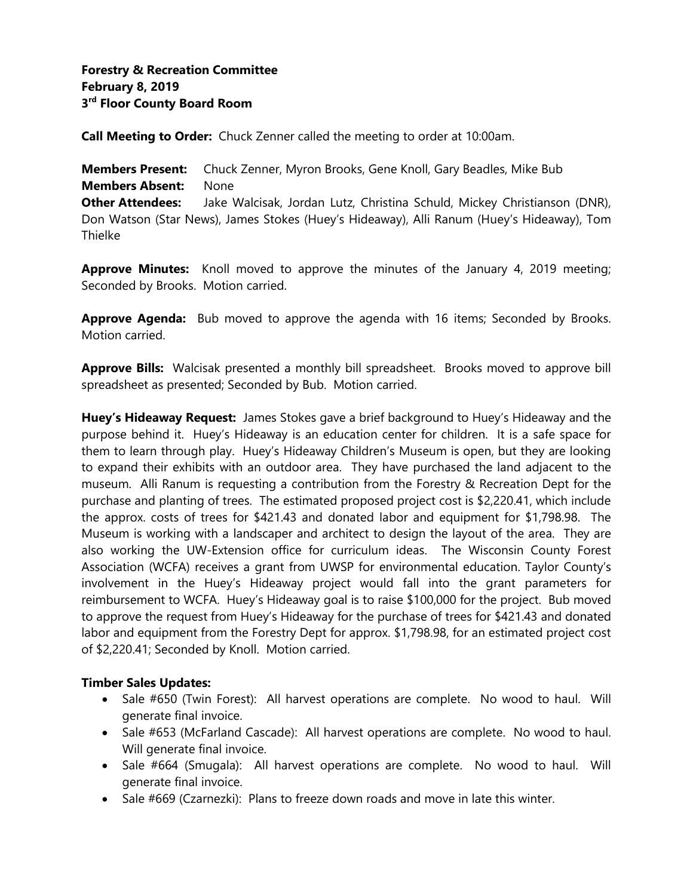**Forestry & Recreation Committee**
**February 8, 2019**
**3rd Floor County Board Room**

**Call Meeting to Order:** Chuck Zenner called the meeting to order at 10:00am.

**Members Present:** Chuck Zenner, Myron Brooks, Gene Knoll, Gary Beadles, Mike Bub
**Members Absent:** None
**Other Attendees:** Jake Walcisak, Jordan Lutz, Christina Schuld, Mickey Christianson (DNR), Don Watson (Star News), James Stokes (Huey's Hideaway), Alli Ranum (Huey's Hideaway), Tom Thielke

**Approve Minutes:** Knoll moved to approve the minutes of the January 4, 2019 meeting; Seconded by Brooks. Motion carried.

**Approve Agenda:** Bub moved to approve the agenda with 16 items; Seconded by Brooks. Motion carried.

**Approve Bills:** Walcisak presented a monthly bill spreadsheet. Brooks moved to approve bill spreadsheet as presented; Seconded by Bub. Motion carried.

**Huey's Hideaway Request:** James Stokes gave a brief background to Huey's Hideaway and the purpose behind it. Huey's Hideaway is an education center for children. It is a safe space for them to learn through play. Huey's Hideaway Children's Museum is open, but they are looking to expand their exhibits with an outdoor area. They have purchased the land adjacent to the museum. Alli Ranum is requesting a contribution from the Forestry & Recreation Dept for the purchase and planting of trees. The estimated proposed project cost is $2,220.41, which include the approx. costs of trees for $421.43 and donated labor and equipment for $1,798.98. The Museum is working with a landscaper and architect to design the layout of the area. They are also working the UW-Extension office for curriculum ideas. The Wisconsin County Forest Association (WCFA) receives a grant from UWSP for environmental education. Taylor County's involvement in the Huey's Hideaway project would fall into the grant parameters for reimbursement to WCFA. Huey's Hideaway goal is to raise $100,000 for the project. Bub moved to approve the request from Huey's Hideaway for the purchase of trees for $421.43 and donated labor and equipment from the Forestry Dept for approx. $1,798.98, for an estimated project cost of $2,220.41; Seconded by Knoll. Motion carried.

**Timber Sales Updates:**

- Sale #650 (Twin Forest): All harvest operations are complete. No wood to haul. Will generate final invoice.
- Sale #653 (McFarland Cascade): All harvest operations are complete. No wood to haul. Will generate final invoice.
- Sale #664 (Smugala): All harvest operations are complete. No wood to haul. Will generate final invoice.
- Sale #669 (Czarnezki): Plans to freeze down roads and move in late this winter.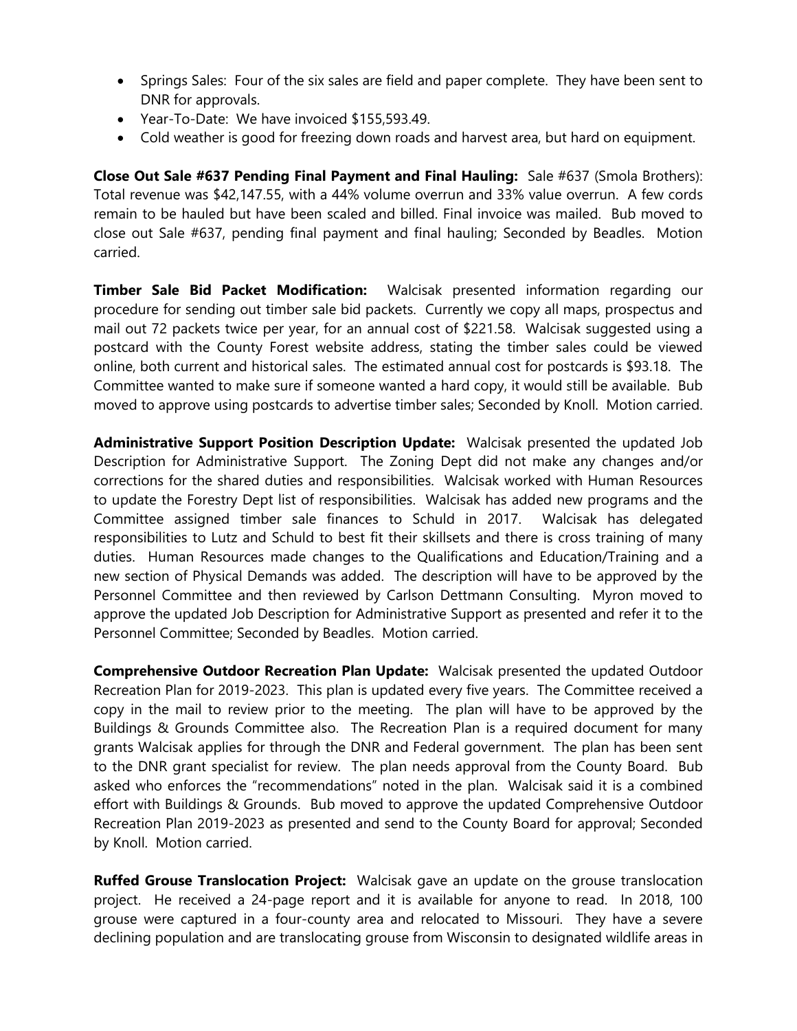- Springs Sales: Four of the six sales are field and paper complete. They have been sent to DNR for approvals.
- Year-To-Date: We have invoiced $155,593.49.
- Cold weather is good for freezing down roads and harvest area, but hard on equipment.

**Close Out Sale #637 Pending Final Payment and Final Hauling:** Sale #637 (Smola Brothers): Total revenue was $42,147.55, with a 44% volume overrun and 33% value overrun. A few cords remain to be hauled but have been scaled and billed. Final invoice was mailed. Bub moved to close out Sale #637, pending final payment and final hauling; Seconded by Beadles. Motion carried.

**Timber Sale Bid Packet Modification:** Walcisak presented information regarding our procedure for sending out timber sale bid packets. Currently we copy all maps, prospectus and mail out 72 packets twice per year, for an annual cost of $221.58. Walcisak suggested using a postcard with the County Forest website address, stating the timber sales could be viewed online, both current and historical sales. The estimated annual cost for postcards is $93.18. The Committee wanted to make sure if someone wanted a hard copy, it would still be available. Bub moved to approve using postcards to advertise timber sales; Seconded by Knoll. Motion carried.

**Administrative Support Position Description Update:** Walcisak presented the updated Job Description for Administrative Support. The Zoning Dept did not make any changes and/or corrections for the shared duties and responsibilities. Walcisak worked with Human Resources to update the Forestry Dept list of responsibilities. Walcisak has added new programs and the Committee assigned timber sale finances to Schuld in 2017. Walcisak has delegated responsibilities to Lutz and Schuld to best fit their skillsets and there is cross training of many duties. Human Resources made changes to the Qualifications and Education/Training and a new section of Physical Demands was added. The description will have to be approved by the Personnel Committee and then reviewed by Carlson Dettmann Consulting. Myron moved to approve the updated Job Description for Administrative Support as presented and refer it to the Personnel Committee; Seconded by Beadles. Motion carried.

**Comprehensive Outdoor Recreation Plan Update:** Walcisak presented the updated Outdoor Recreation Plan for 2019-2023. This plan is updated every five years. The Committee received a copy in the mail to review prior to the meeting. The plan will have to be approved by the Buildings & Grounds Committee also. The Recreation Plan is a required document for many grants Walcisak applies for through the DNR and Federal government. The plan has been sent to the DNR grant specialist for review. The plan needs approval from the County Board. Bub asked who enforces the "recommendations" noted in the plan. Walcisak said it is a combined effort with Buildings & Grounds. Bub moved to approve the updated Comprehensive Outdoor Recreation Plan 2019-2023 as presented and send to the County Board for approval; Seconded by Knoll. Motion carried.

**Ruffed Grouse Translocation Project:** Walcisak gave an update on the grouse translocation project. He received a 24-page report and it is available for anyone to read. In 2018, 100 grouse were captured in a four-county area and relocated to Missouri. They have a severe declining population and are translocating grouse from Wisconsin to designated wildlife areas in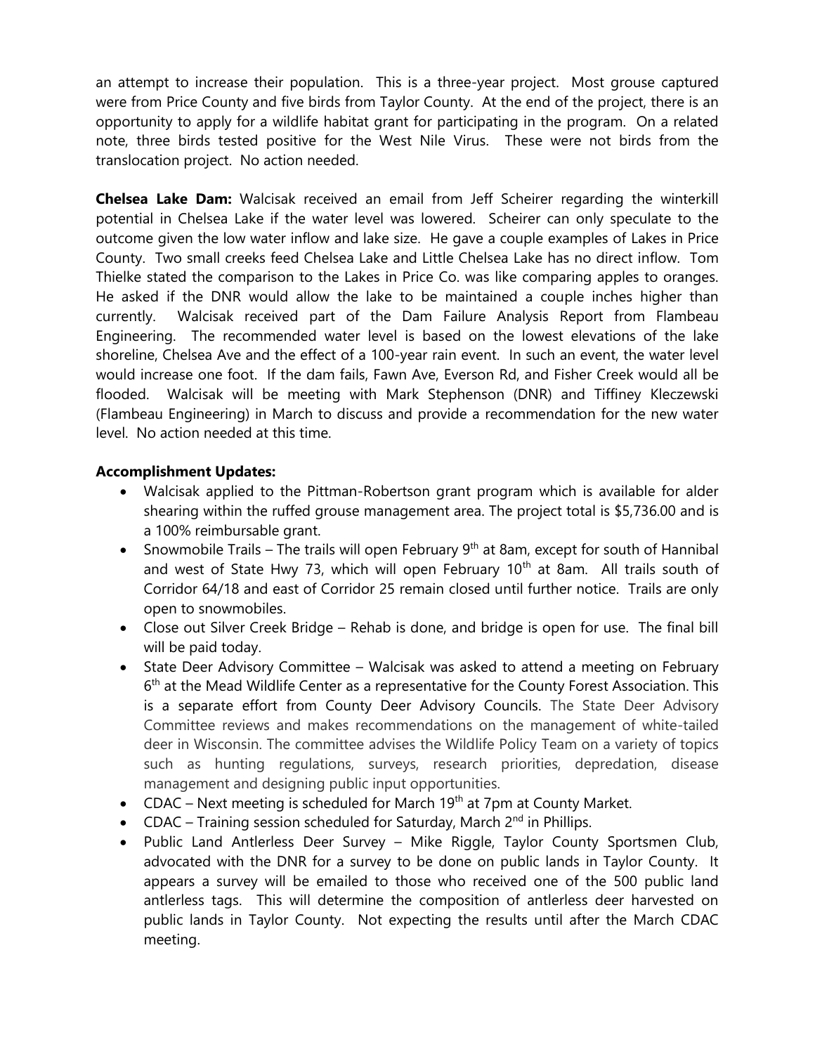an attempt to increase their population. This is a three-year project. Most grouse captured were from Price County and five birds from Taylor County. At the end of the project, there is an opportunity to apply for a wildlife habitat grant for participating in the program. On a related note, three birds tested positive for the West Nile Virus. These were not birds from the translocation project. No action needed.

**Chelsea Lake Dam:** Walcisak received an email from Jeff Scheirer regarding the winterkill potential in Chelsea Lake if the water level was lowered. Scheirer can only speculate to the outcome given the low water inflow and lake size. He gave a couple examples of Lakes in Price County. Two small creeks feed Chelsea Lake and Little Chelsea Lake has no direct inflow. Tom Thielke stated the comparison to the Lakes in Price Co. was like comparing apples to oranges. He asked if the DNR would allow the lake to be maintained a couple inches higher than currently. Walcisak received part of the Dam Failure Analysis Report from Flambeau Engineering. The recommended water level is based on the lowest elevations of the lake shoreline, Chelsea Ave and the effect of a 100-year rain event. In such an event, the water level would increase one foot. If the dam fails, Fawn Ave, Everson Rd, and Fisher Creek would all be flooded. Walcisak will be meeting with Mark Stephenson (DNR) and Tiffiney Kleczewski (Flambeau Engineering) in March to discuss and provide a recommendation for the new water level. No action needed at this time.

**Accomplishment Updates:**

- Walcisak applied to the Pittman-Robertson grant program which is available for alder shearing within the ruffed grouse management area. The project total is $5,736.00 and is a 100% reimbursable grant.
- Snowmobile Trails – The trails will open February 9th at 8am, except for south of Hannibal and west of State Hwy 73, which will open February 10th at 8am. All trails south of Corridor 64/18 and east of Corridor 25 remain closed until further notice. Trails are only open to snowmobiles.
- Close out Silver Creek Bridge – Rehab is done, and bridge is open for use. The final bill will be paid today.
- State Deer Advisory Committee – Walcisak was asked to attend a meeting on February 6th at the Mead Wildlife Center as a representative for the County Forest Association. This is a separate effort from County Deer Advisory Councils. The State Deer Advisory Committee reviews and makes recommendations on the management of white-tailed deer in Wisconsin. The committee advises the Wildlife Policy Team on a variety of topics such as hunting regulations, surveys, research priorities, depredation, disease management and designing public input opportunities.
- CDAC – Next meeting is scheduled for March 19th at 7pm at County Market.
- CDAC – Training session scheduled for Saturday, March 2nd in Phillips.
- Public Land Antlerless Deer Survey – Mike Riggle, Taylor County Sportsmen Club, advocated with the DNR for a survey to be done on public lands in Taylor County. It appears a survey will be emailed to those who received one of the 500 public land antlerless tags. This will determine the composition of antlerless deer harvested on public lands in Taylor County. Not expecting the results until after the March CDAC meeting.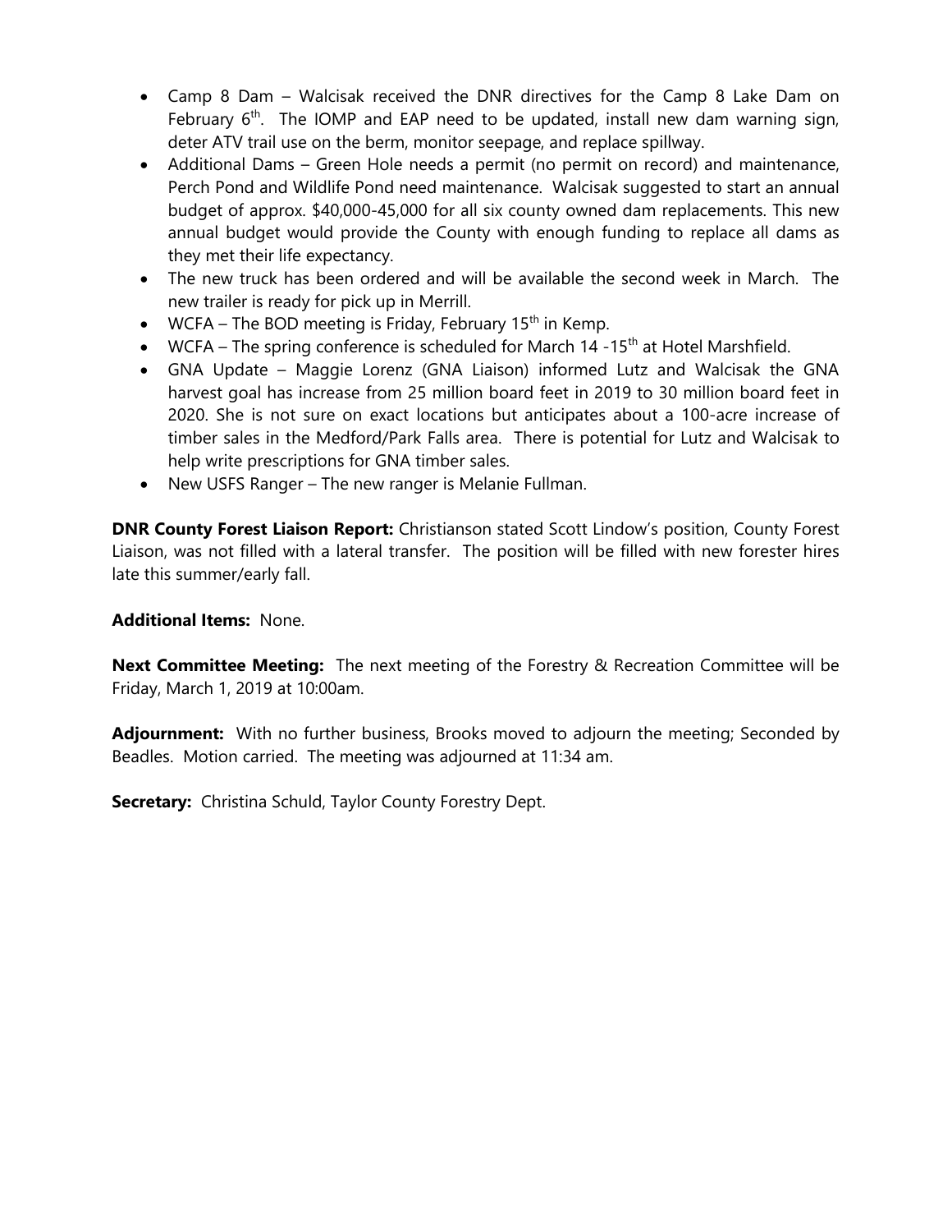- Camp 8 Dam – Walcisak received the DNR directives for the Camp 8 Lake Dam on February 6th. The IOMP and EAP need to be updated, install new dam warning sign, deter ATV trail use on the berm, monitor seepage, and replace spillway.
- Additional Dams – Green Hole needs a permit (no permit on record) and maintenance, Perch Pond and Wildlife Pond need maintenance. Walcisak suggested to start an annual budget of approx. $40,000-45,000 for all six county owned dam replacements. This new annual budget would provide the County with enough funding to replace all dams as they met their life expectancy.
- The new truck has been ordered and will be available the second week in March. The new trailer is ready for pick up in Merrill.
- WCFA – The BOD meeting is Friday, February 15th in Kemp.
- WCFA – The spring conference is scheduled for March 14 -15th at Hotel Marshfield.
- GNA Update – Maggie Lorenz (GNA Liaison) informed Lutz and Walcisak the GNA harvest goal has increase from 25 million board feet in 2019 to 30 million board feet in 2020. She is not sure on exact locations but anticipates about a 100-acre increase of timber sales in the Medford/Park Falls area. There is potential for Lutz and Walcisak to help write prescriptions for GNA timber sales.
- New USFS Ranger – The new ranger is Melanie Fullman.

**DNR County Forest Liaison Report:** Christianson stated Scott Lindow's position, County Forest Liaison, was not filled with a lateral transfer. The position will be filled with new forester hires late this summer/early fall.

**Additional Items:** None.

**Next Committee Meeting:** The next meeting of the Forestry & Recreation Committee will be Friday, March 1, 2019 at 10:00am.

**Adjournment:** With no further business, Brooks moved to adjourn the meeting; Seconded by Beadles. Motion carried. The meeting was adjourned at 11:34 am.

**Secretary:** Christina Schuld, Taylor County Forestry Dept.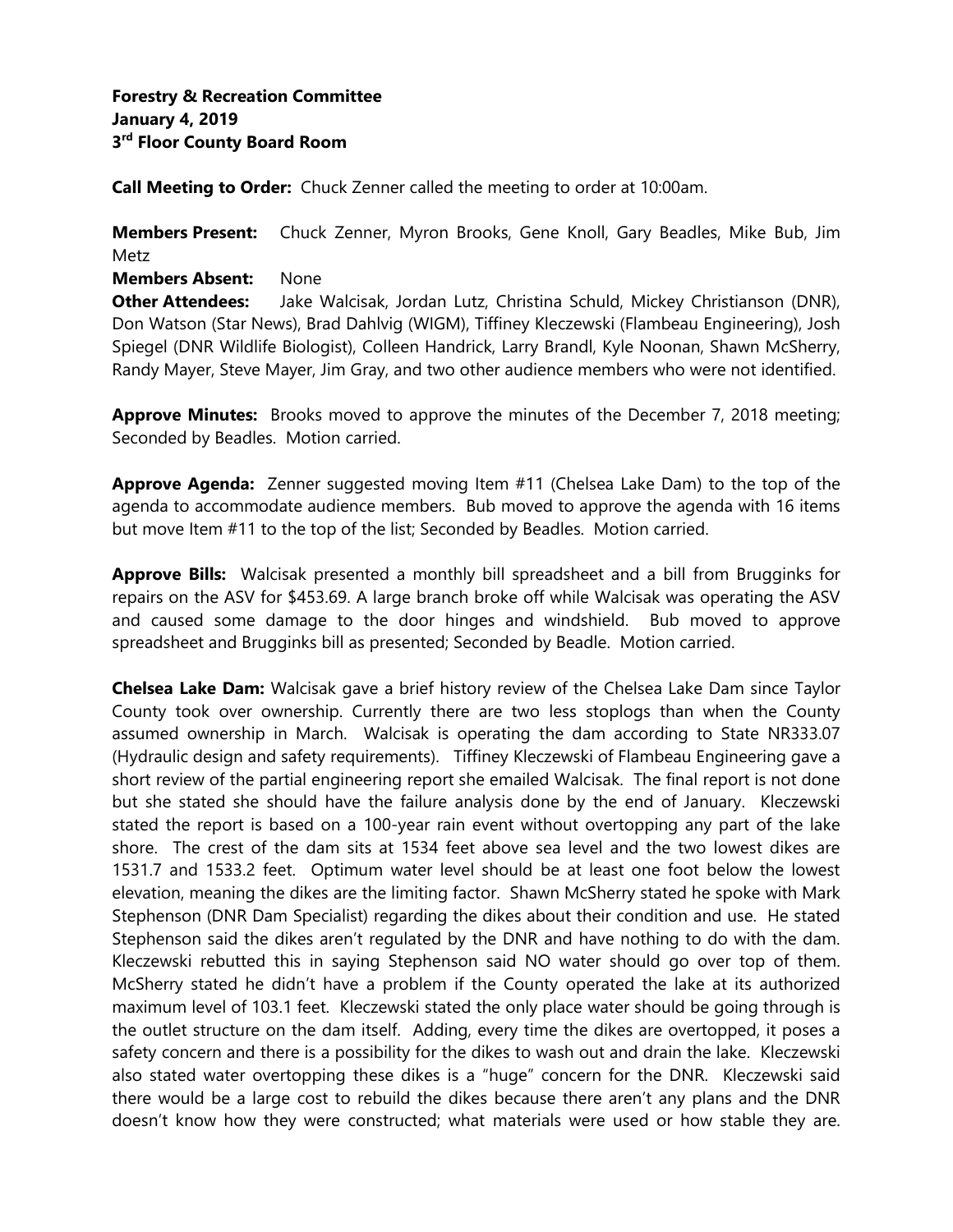**Forestry & Recreation Committee**
**January 4, 2019**
**3rd Floor County Board Room**

**Call Meeting to Order:** Chuck Zenner called the meeting to order at 10:00am.

**Members Present:** Chuck Zenner, Myron Brooks, Gene Knoll, Gary Beadles, Mike Bub, Jim Metz

**Members Absent:** None

**Other Attendees:** Jake Walcisak, Jordan Lutz, Christina Schuld, Mickey Christianson (DNR), Don Watson (Star News), Brad Dahlvig (WIGM), Tiffiney Kleczewski (Flambeau Engineering), Josh Spiegel (DNR Wildlife Biologist), Colleen Handrick, Larry Brandl, Kyle Noonan, Shawn McSherry, Randy Mayer, Steve Mayer, Jim Gray, and two other audience members who were not identified.

**Approve Minutes:** Brooks moved to approve the minutes of the December 7, 2018 meeting; Seconded by Beadles. Motion carried.

**Approve Agenda:** Zenner suggested moving Item #11 (Chelsea Lake Dam) to the top of the agenda to accommodate audience members. Bub moved to approve the agenda with 16 items but move Item #11 to the top of the list; Seconded by Beadles. Motion carried.

**Approve Bills:** Walcisak presented a monthly bill spreadsheet and a bill from Brugginks for repairs on the ASV for $453.69. A large branch broke off while Walcisak was operating the ASV and caused some damage to the door hinges and windshield. Bub moved to approve spreadsheet and Brugginks bill as presented; Seconded by Beadle. Motion carried.

**Chelsea Lake Dam:** Walcisak gave a brief history review of the Chelsea Lake Dam since Taylor County took over ownership. Currently there are two less stoplogs than when the County assumed ownership in March. Walcisak is operating the dam according to State NR333.07 (Hydraulic design and safety requirements). Tiffiney Kleczewski of Flambeau Engineering gave a short review of the partial engineering report she emailed Walcisak. The final report is not done but she stated she should have the failure analysis done by the end of January. Kleczewski stated the report is based on a 100-year rain event without overtopping any part of the lake shore. The crest of the dam sits at 1534 feet above sea level and the two lowest dikes are 1531.7 and 1533.2 feet. Optimum water level should be at least one foot below the lowest elevation, meaning the dikes are the limiting factor. Shawn McSherry stated he spoke with Mark Stephenson (DNR Dam Specialist) regarding the dikes about their condition and use. He stated Stephenson said the dikes aren't regulated by the DNR and have nothing to do with the dam. Kleczewski rebutted this in saying Stephenson said NO water should go over top of them. McSherry stated he didn't have a problem if the County operated the lake at its authorized maximum level of 103.1 feet. Kleczewski stated the only place water should be going through is the outlet structure on the dam itself. Adding, every time the dikes are overtopped, it poses a safety concern and there is a possibility for the dikes to wash out and drain the lake. Kleczewski also stated water overtopping these dikes is a "huge" concern for the DNR. Kleczewski said there would be a large cost to rebuild the dikes because there aren't any plans and the DNR doesn't know how they were constructed; what materials were used or how stable they are.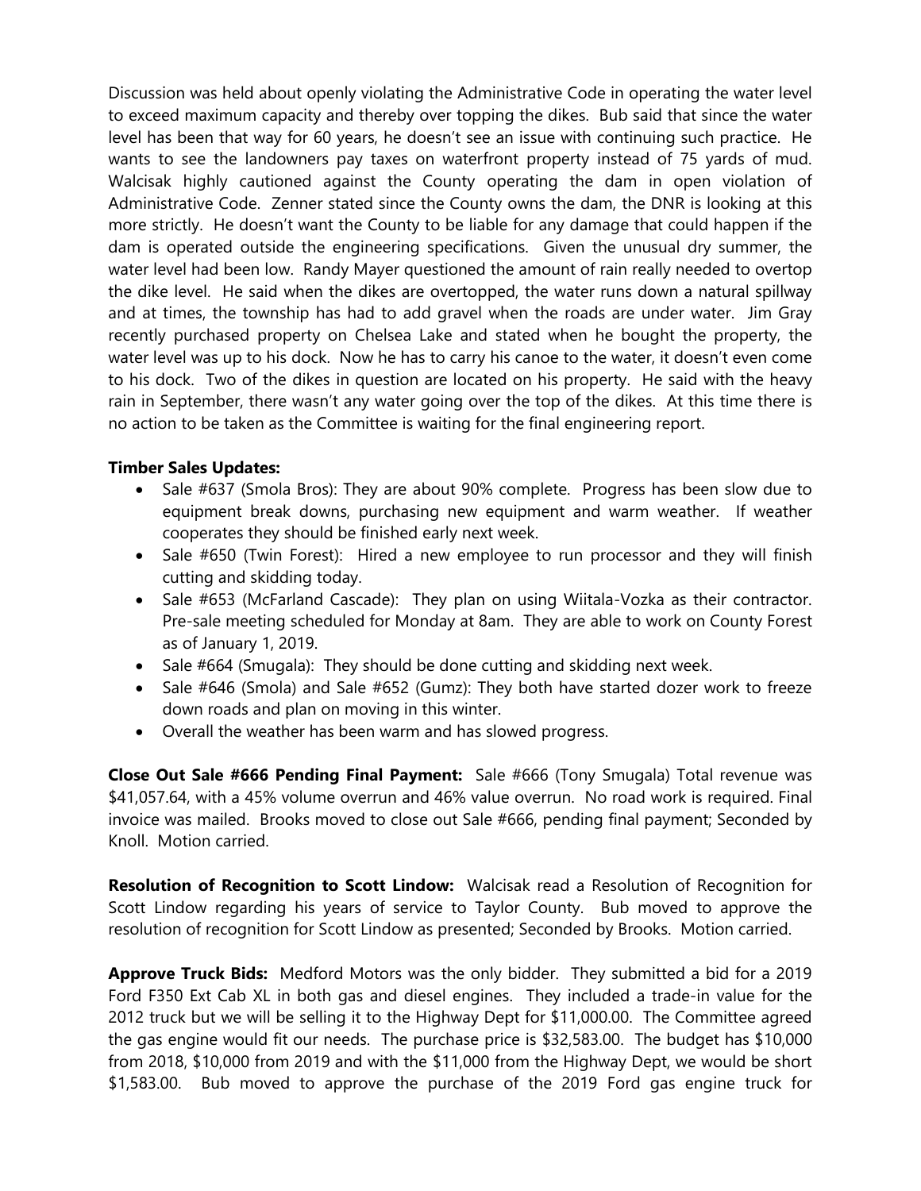Discussion was held about openly violating the Administrative Code in operating the water level to exceed maximum capacity and thereby over topping the dikes. Bub said that since the water level has been that way for 60 years, he doesn't see an issue with continuing such practice. He wants to see the landowners pay taxes on waterfront property instead of 75 yards of mud. Walcisak highly cautioned against the County operating the dam in open violation of Administrative Code. Zenner stated since the County owns the dam, the DNR is looking at this more strictly. He doesn't want the County to be liable for any damage that could happen if the dam is operated outside the engineering specifications. Given the unusual dry summer, the water level had been low. Randy Mayer questioned the amount of rain really needed to overtop the dike level. He said when the dikes are overtopped, the water runs down a natural spillway and at times, the township has had to add gravel when the roads are under water. Jim Gray recently purchased property on Chelsea Lake and stated when he bought the property, the water level was up to his dock. Now he has to carry his canoe to the water, it doesn't even come to his dock. Two of the dikes in question are located on his property. He said with the heavy rain in September, there wasn't any water going over the top of the dikes. At this time there is no action to be taken as the Committee is waiting for the final engineering report.

**Timber Sales Updates:**

- Sale #637 (Smola Bros): They are about 90% complete. Progress has been slow due to equipment break downs, purchasing new equipment and warm weather. If weather cooperates they should be finished early next week.
- Sale #650 (Twin Forest): Hired a new employee to run processor and they will finish cutting and skidding today.
- Sale #653 (McFarland Cascade): They plan on using Wiitala-Vozka as their contractor. Pre-sale meeting scheduled for Monday at 8am. They are able to work on County Forest as of January 1, 2019.
- Sale #664 (Smugala): They should be done cutting and skidding next week.
- Sale #646 (Smola) and Sale #652 (Gumz): They both have started dozer work to freeze down roads and plan on moving in this winter.
- Overall the weather has been warm and has slowed progress.

**Close Out Sale #666 Pending Final Payment:** Sale #666 (Tony Smugala) Total revenue was $41,057.64, with a 45% volume overrun and 46% value overrun. No road work is required. Final invoice was mailed. Brooks moved to close out Sale #666, pending final payment; Seconded by Knoll. Motion carried.

**Resolution of Recognition to Scott Lindow:** Walcisak read a Resolution of Recognition for Scott Lindow regarding his years of service to Taylor County. Bub moved to approve the resolution of recognition for Scott Lindow as presented; Seconded by Brooks. Motion carried.

**Approve Truck Bids:** Medford Motors was the only bidder. They submitted a bid for a 2019 Ford F350 Ext Cab XL in both gas and diesel engines. They included a trade-in value for the 2012 truck but we will be selling it to the Highway Dept for $11,000.00. The Committee agreed the gas engine would fit our needs. The purchase price is $32,583.00. The budget has $10,000 from 2018, $10,000 from 2019 and with the $11,000 from the Highway Dept, we would be short $1,583.00. Bub moved to approve the purchase of the 2019 Ford gas engine truck for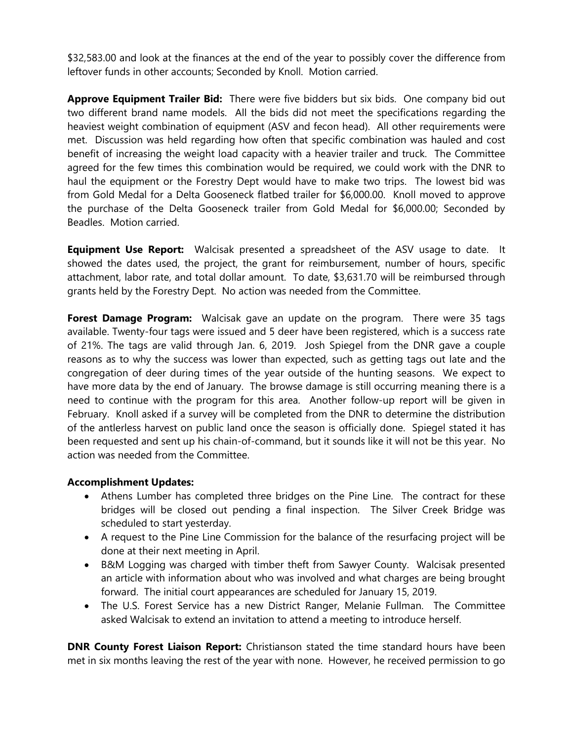$32,583.00 and look at the finances at the end of the year to possibly cover the difference from leftover funds in other accounts; Seconded by Knoll. Motion carried.

**Approve Equipment Trailer Bid:** There were five bidders but six bids. One company bid out two different brand name models. All the bids did not meet the specifications regarding the heaviest weight combination of equipment (ASV and fecon head). All other requirements were met. Discussion was held regarding how often that specific combination was hauled and cost benefit of increasing the weight load capacity with a heavier trailer and truck. The Committee agreed for the few times this combination would be required, we could work with the DNR to haul the equipment or the Forestry Dept would have to make two trips. The lowest bid was from Gold Medal for a Delta Gooseneck flatbed trailer for $6,000.00. Knoll moved to approve the purchase of the Delta Gooseneck trailer from Gold Medal for $6,000.00; Seconded by Beadles. Motion carried.

**Equipment Use Report:** Walcisak presented a spreadsheet of the ASV usage to date. It showed the dates used, the project, the grant for reimbursement, number of hours, specific attachment, labor rate, and total dollar amount. To date, $3,631.70 will be reimbursed through grants held by the Forestry Dept. No action was needed from the Committee.

**Forest Damage Program:** Walcisak gave an update on the program. There were 35 tags available. Twenty-four tags were issued and 5 deer have been registered, which is a success rate of 21%. The tags are valid through Jan. 6, 2019. Josh Spiegel from the DNR gave a couple reasons as to why the success was lower than expected, such as getting tags out late and the congregation of deer during times of the year outside of the hunting seasons. We expect to have more data by the end of January. The browse damage is still occurring meaning there is a need to continue with the program for this area. Another follow-up report will be given in February. Knoll asked if a survey will be completed from the DNR to determine the distribution of the antlerless harvest on public land once the season is officially done. Spiegel stated it has been requested and sent up his chain-of-command, but it sounds like it will not be this year. No action was needed from the Committee.

**Accomplishment Updates:**

- Athens Lumber has completed three bridges on the Pine Line. The contract for these bridges will be closed out pending a final inspection. The Silver Creek Bridge was scheduled to start yesterday.
- A request to the Pine Line Commission for the balance of the resurfacing project will be done at their next meeting in April.
- B&M Logging was charged with timber theft from Sawyer County. Walcisak presented an article with information about who was involved and what charges are being brought forward. The initial court appearances are scheduled for January 15, 2019.
- The U.S. Forest Service has a new District Ranger, Melanie Fullman. The Committee asked Walcisak to extend an invitation to attend a meeting to introduce herself.

**DNR County Forest Liaison Report:** Christianson stated the time standard hours have been met in six months leaving the rest of the year with none. However, he received permission to go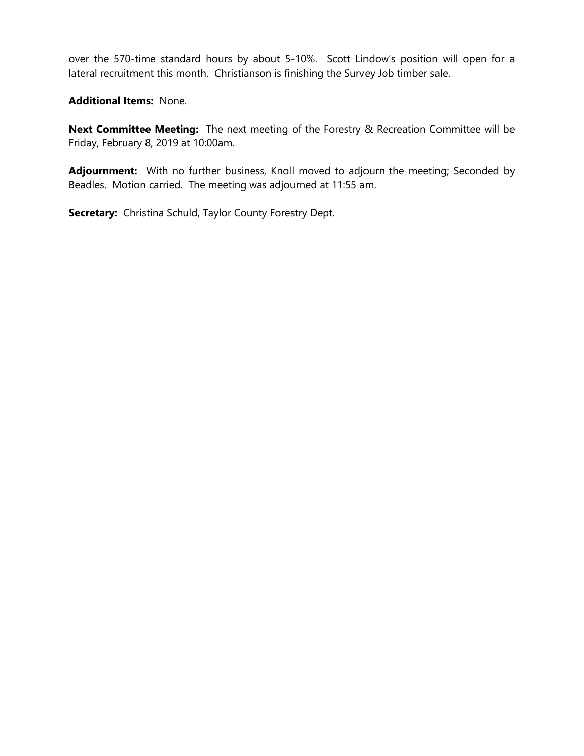over the 570-time standard hours by about 5-10%. Scott Lindow's position will open for a lateral recruitment this month. Christianson is finishing the Survey Job timber sale.

**Additional Items:** None.

**Next Committee Meeting:** The next meeting of the Forestry & Recreation Committee will be Friday, February 8, 2019 at 10:00am.

**Adjournment:** With no further business, Knoll moved to adjourn the meeting; Seconded by Beadles. Motion carried. The meeting was adjourned at 11:55 am.

**Secretary:** Christina Schuld, Taylor County Forestry Dept.